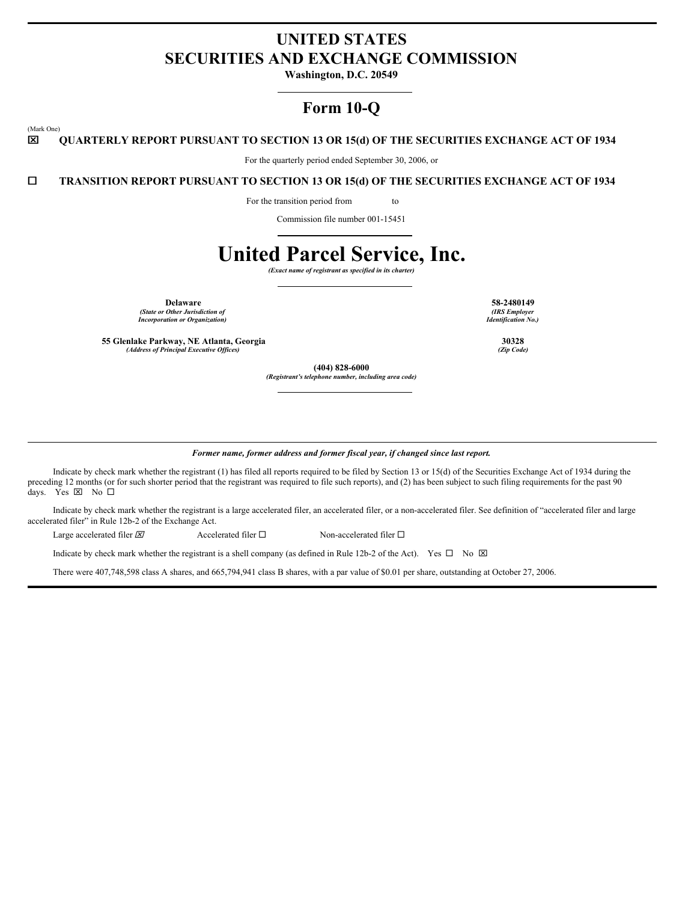# UNITED STATES
# SECURITIES AND EXCHANGE COMMISSION

**Washington, D.C. 20549**

## Form 10-Q

(Mark One)

☒ **QUARTERLY REPORT PURSUANT TO SECTION 13 OR 15(d) OF THE SECURITIES EXCHANGE ACT OF 1934**

For the quarterly period ended September 30, 2006, or

☐ **TRANSITION REPORT PURSUANT TO SECTION 13 OR 15(d) OF THE SECURITIES EXCHANGE ACT OF 1934**

For the transition period from to

Commission file number 001-15451

# United Parcel Service, Inc.

***(Exact name of registrant as specified in its charter)***

| | |
|---|---|
| **Delaware**<br>***(State or Other Jurisdiction of Incorporation or Organization)*** | **58-2480149**<br>***(IRS Employer Identification No.)*** |
| **55 Glenlake Parkway, NE Atlanta, Georgia**<br>***(Address of Principal Executive Offices)*** | **30328**<br>***(Zip Code)*** |

**(404) 828-6000**

***(Registrant's telephone number, including area code)***

***Former name, former address and former fiscal year, if changed since last report.***

Indicate by check mark whether the registrant (1) has filed all reports required to be filed by Section 13 or 15(d) of the Securities Exchange Act of 1934 during the preceding 12 months (or for such shorter period that the registrant was required to file such reports), and (2) has been subject to such filing requirements for the past 90 days. Yes ☒ No ☐

Indicate by check mark whether the registrant is a large accelerated filer, an accelerated filer, or a non-accelerated filer. See definition of "accelerated filer and large accelerated filer" in Rule 12b-2 of the Exchange Act.

Large accelerated filer ☒ Accelerated filer ☐ Non-accelerated filer ☐

Indicate by check mark whether the registrant is a shell company (as defined in Rule 12b-2 of the Act). Yes ☐ No ☒

There were 407,748,598 class A shares, and 665,794,941 class B shares, with a par value of $0.01 per share, outstanding at October 27, 2006.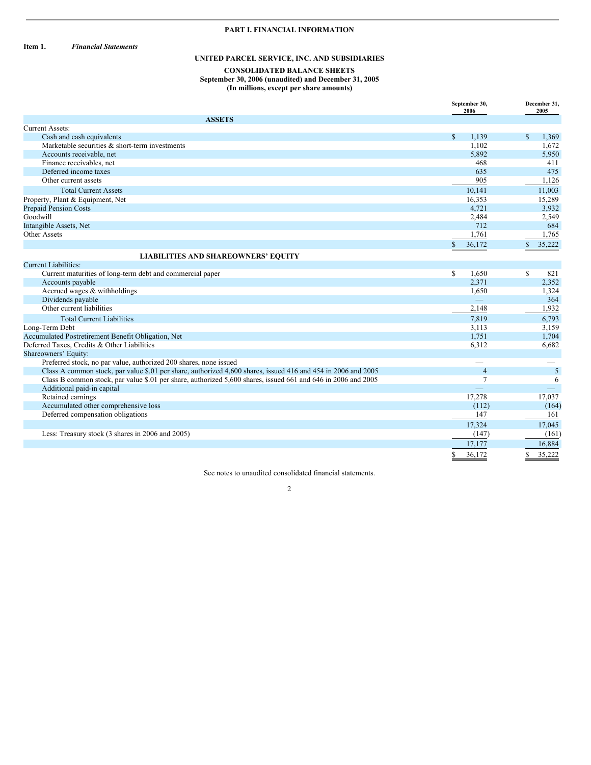# PART I. FINANCIAL INFORMATION

**Item 1.** ***Financial Statements***

## UNITED PARCEL SERVICE, INC. AND SUBSIDIARIES

### CONSOLIDATED BALANCE SHEETS
**September 30, 2006 (unaudited) and December 31, 2005**
**(In millions, except per share amounts)**

| | September 30, 2006 | December 31, 2005 |
|---|---|---|
| **ASSETS** | | |
| Current Assets: | | |
| Cash and cash equivalents | $ 1,139 | $ 1,369 |
| Marketable securities & short-term investments | 1,102 | 1,672 |
| Accounts receivable, net | 5,892 | 5,950 |
| Finance receivables, net | 468 | 411 |
| Deferred income taxes | 635 | 475 |
| Other current assets | 905 | 1,126 |
| Total Current Assets | 10,141 | 11,003 |
| Property, Plant & Equipment, Net | 16,353 | 15,289 |
| Prepaid Pension Costs | 4,721 | 3,932 |
| Goodwill | 2,484 | 2,549 |
| Intangible Assets, Net | 712 | 684 |
| Other Assets | 1,761 | 1,765 |
| | $ 36,172 | $ 35,222 |
| **LIABILITIES AND SHAREOWNERS' EQUITY** | | |
| Current Liabilities: | | |
| Current maturities of long-term debt and commercial paper | $ 1,650 | $ 821 |
| Accounts payable | 2,371 | 2,352 |
| Accrued wages & withholdings | 1,650 | 1,324 |
| Dividends payable | — | 364 |
| Other current liabilities | 2,148 | 1,932 |
| Total Current Liabilities | 7,819 | 6,793 |
| Long-Term Debt | 3,113 | 3,159 |
| Accumulated Postretirement Benefit Obligation, Net | 1,751 | 1,704 |
| Deferred Taxes, Credits & Other Liabilities | 6,312 | 6,682 |
| Shareowners' Equity: | | |
| Preferred stock, no par value, authorized 200 shares, none issued | — | — |
| Class A common stock, par value $.01 per share, authorized 4,600 shares, issued 416 and 454 in 2006 and 2005 | 4 | 5 |
| Class B common stock, par value $.01 per share, authorized 5,600 shares, issued 661 and 646 in 2006 and 2005 | 7 | 6 |
| Additional paid-in capital | — | — |
| Retained earnings | 17,278 | 17,037 |
| Accumulated other comprehensive loss | (112) | (164) |
| Deferred compensation obligations | 147 | 161 |
| | 17,324 | 17,045 |
| Less: Treasury stock (3 shares in 2006 and 2005) | (147) | (161) |
| | 17,177 | 16,884 |
| | $ 36,172 | $ 35,222 |

See notes to unaudited consolidated financial statements.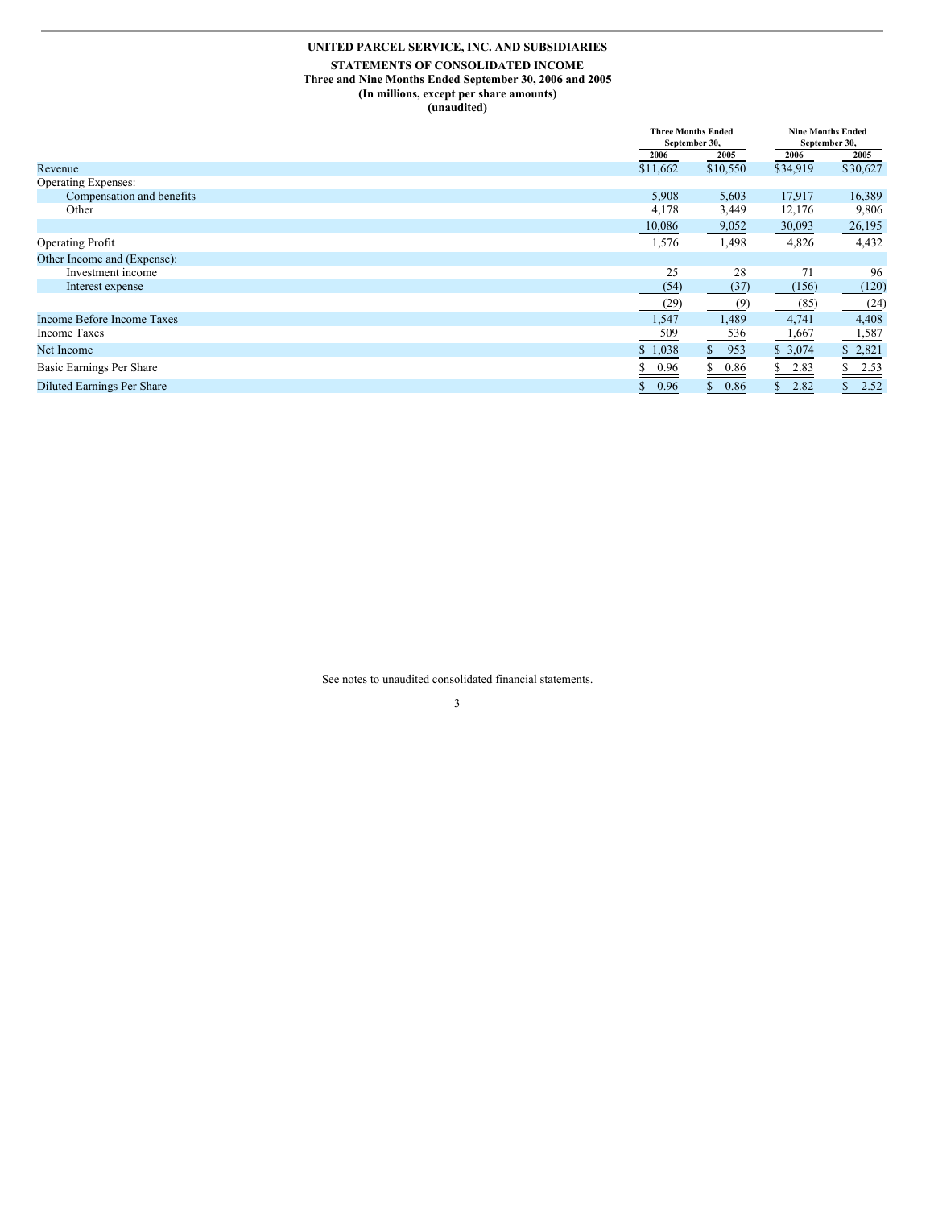**UNITED PARCEL SERVICE, INC. AND SUBSIDIARIES**

**STATEMENTS OF CONSOLIDATED INCOME**
**Three and Nine Months Ended September 30, 2006 and 2005**
**(In millions, except per share amounts)**
**(unaudited)**

| | Three Months Ended September 30, | | Nine Months Ended September 30, | |
|---|---|---|---|---|
| | 2006 | 2005 | 2006 | 2005 |
| Revenue | $11,662 | $10,550 | $34,919 | $30,627 |
| Operating Expenses: | | | | |
| Compensation and benefits | 5,908 | 5,603 | 17,917 | 16,389 |
| Other | 4,178 | 3,449 | 12,176 | 9,806 |
| | 10,086 | 9,052 | 30,093 | 26,195 |
| Operating Profit | 1,576 | 1,498 | 4,826 | 4,432 |
| Other Income and (Expense): | | | | |
| Investment income | 25 | 28 | 71 | 96 |
| Interest expense | (54) | (37) | (156) | (120) |
| | (29) | (9) | (85) | (24) |
| Income Before Income Taxes | 1,547 | 1,489 | 4,741 | 4,408 |
| Income Taxes | 509 | 536 | 1,667 | 1,587 |
| Net Income | $ 1,038 | $ 953 | $ 3,074 | $ 2,821 |
| Basic Earnings Per Share | $ 0.96 | $ 0.86 | $ 2.83 | $ 2.53 |
| Diluted Earnings Per Share | $ 0.96 | $ 0.86 | $ 2.82 | $ 2.52 |

See notes to unaudited consolidated financial statements.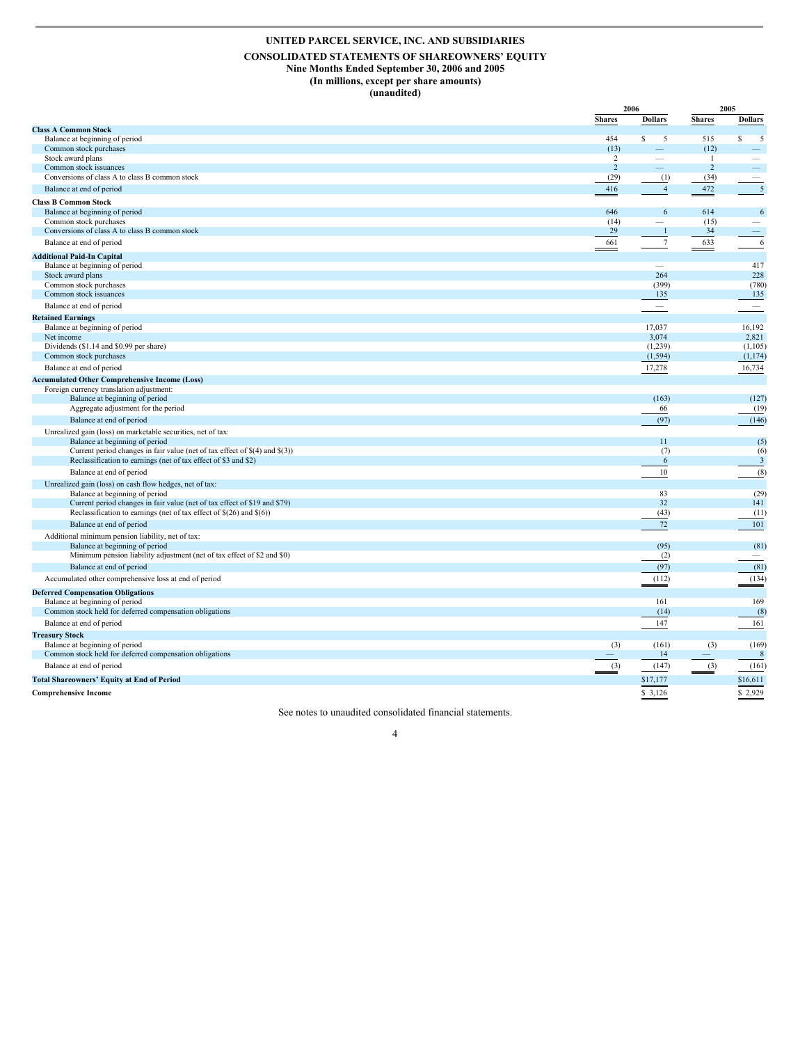**UNITED PARCEL SERVICE, INC. AND SUBSIDIARIES**

**CONSOLIDATED STATEMENTS OF SHAREOWNERS' EQUITY**

**Nine Months Ended September 30, 2006 and 2005**

**(In millions, except per share amounts)**

**(unaudited)**

| | 2006 | | 2005 | |
|---|---|---|---|---|
| | Shares | Dollars | Shares | Dollars |
| **Class A Common Stock** | | | | |
| Balance at beginning of period | 454 | $ 5 | 515 | $ 5 |
| Common stock purchases | (13) | — | (12) | — |
| Stock award plans | 2 | — | 1 | — |
| Common stock issuances | 2 | — | 2 | — |
| Conversions of class A to class B common stock | (29) | (1) | (34) | — |
| Balance at end of period | 416 | 4 | 472 | 5 |
| **Class B Common Stock** | | | | |
| Balance at beginning of period | 646 | 6 | 614 | 6 |
| Common stock purchases | (14) | — | (15) | — |
| Conversions of class A to class B common stock | 29 | 1 | 34 | — |
| Balance at end of period | 661 | 7 | 633 | 6 |
| **Additional Paid-In Capital** | | | | |
| Balance at beginning of period | | — | | 417 |
| Stock award plans | | 264 | | 228 |
| Common stock purchases | | (399) | | (780) |
| Common stock issuances | | 135 | | 135 |
| Balance at end of period | | — | | — |
| **Retained Earnings** | | | | |
| Balance at beginning of period | | 17,037 | | 16,192 |
| Net income | | 3,074 | | 2,821 |
| Dividends ($1.14 and $0.99 per share) | | (1,239) | | (1,105) |
| Common stock purchases | | (1,594) | | (1,174) |
| Balance at end of period | | 17,278 | | 16,734 |
| **Accumulated Other Comprehensive Income (Loss)** | | | | |
| Foreign currency translation adjustment: | | | | |
| Balance at beginning of period | | (163) | | (127) |
| Aggregate adjustment for the period | | 66 | | (19) |
| Balance at end of period | | (97) | | (146) |
| Unrealized gain (loss) on marketable securities, net of tax: | | | | |
| Balance at beginning of period | | 11 | | (5) |
| Current period changes in fair value (net of tax effect of $(4) and $(3)) | | (7) | | (6) |
| Reclassification to earnings (net of tax effect of $3 and $2) | | 6 | | 3 |
| Balance at end of period | | 10 | | (8) |
| Unrealized gain (loss) on cash flow hedges, net of tax: | | | | |
| Balance at beginning of period | | 83 | | (29) |
| Current period changes in fair value (net of tax effect of $19 and $79) | | 32 | | 141 |
| Reclassification to earnings (net of tax effect of $(26) and $(6)) | | (43) | | (11) |
| Balance at end of period | | 72 | | 101 |
| Additional minimum pension liability, net of tax: | | | | |
| Balance at beginning of period | | (95) | | (81) |
| Minimum pension liability adjustment (net of tax effect of $2 and $0) | | (2) | | — |
| Balance at end of period | | (97) | | (81) |
| Accumulated other comprehensive loss at end of period | | (112) | | (134) |
| **Deferred Compensation Obligations** | | | | |
| Balance at beginning of period | | 161 | | 169 |
| Common stock held for deferred compensation obligations | | (14) | | (8) |
| Balance at end of period | | 147 | | 161 |
| **Treasury Stock** | | | | |
| Balance at beginning of period | (3) | (161) | (3) | (169) |
| Common stock held for deferred compensation obligations | — | 14 | — | 8 |
| Balance at end of period | (3) | (147) | (3) | (161) |
| **Total Shareowners' Equity at End of Period** | | $17,177 | | $16,611 |
| **Comprehensive Income** | | $ 3,126 | | $ 2,929 |

See notes to unaudited consolidated financial statements.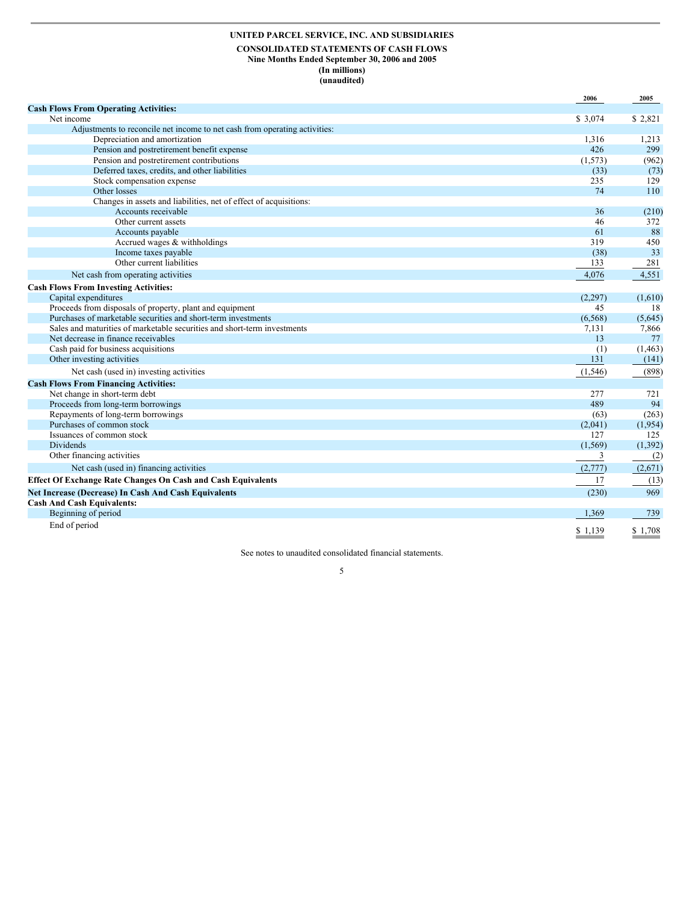**UNITED PARCEL SERVICE, INC. AND SUBSIDIARIES**

**CONSOLIDATED STATEMENTS OF CASH FLOWS**
**Nine Months Ended September 30, 2006 and 2005**
**(In millions)**
**(unaudited)**

| | 2006 | 2005 |
|---|---|---|
| **Cash Flows From Operating Activities:** | | |
| Net income | $ 3,074 | $ 2,821 |
| Adjustments to reconcile net income to net cash from operating activities: | | |
| Depreciation and amortization | 1,316 | 1,213 |
| Pension and postretirement benefit expense | 426 | 299 |
| Pension and postretirement contributions | (1,573) | (962) |
| Deferred taxes, credits, and other liabilities | (33) | (73) |
| Stock compensation expense | 235 | 129 |
| Other losses | 74 | 110 |
| Changes in assets and liabilities, net of effect of acquisitions: | | |
| Accounts receivable | 36 | (210) |
| Other current assets | 46 | 372 |
| Accounts payable | 61 | 88 |
| Accrued wages & withholdings | 319 | 450 |
| Income taxes payable | (38) | 33 |
| Other current liabilities | 133 | 281 |
| Net cash from operating activities | 4,076 | 4,551 |
| **Cash Flows From Investing Activities:** | | |
| Capital expenditures | (2,297) | (1,610) |
| Proceeds from disposals of property, plant and equipment | 45 | 18 |
| Purchases of marketable securities and short-term investments | (6,568) | (5,645) |
| Sales and maturities of marketable securities and short-term investments | 7,131 | 7,866 |
| Net decrease in finance receivables | 13 | 77 |
| Cash paid for business acquisitions | (1) | (1,463) |
| Other investing activities | 131 | (141) |
| Net cash (used in) investing activities | (1,546) | (898) |
| **Cash Flows From Financing Activities:** | | |
| Net change in short-term debt | 277 | 721 |
| Proceeds from long-term borrowings | 489 | 94 |
| Repayments of long-term borrowings | (63) | (263) |
| Purchases of common stock | (2,041) | (1,954) |
| Issuances of common stock | 127 | 125 |
| Dividends | (1,569) | (1,392) |
| Other financing activities | 3 | (2) |
| Net cash (used in) financing activities | (2,777) | (2,671) |
| **Effect Of Exchange Rate Changes On Cash and Cash Equivalents** | 17 | (13) |
| **Net Increase (Decrease) In Cash And Cash Equivalents** | (230) | 969 |
| **Cash And Cash Equivalents:** | | |
| Beginning of period | 1,369 | 739 |
| End of period | $ 1,139 | $ 1,708 |

See notes to unaudited consolidated financial statements.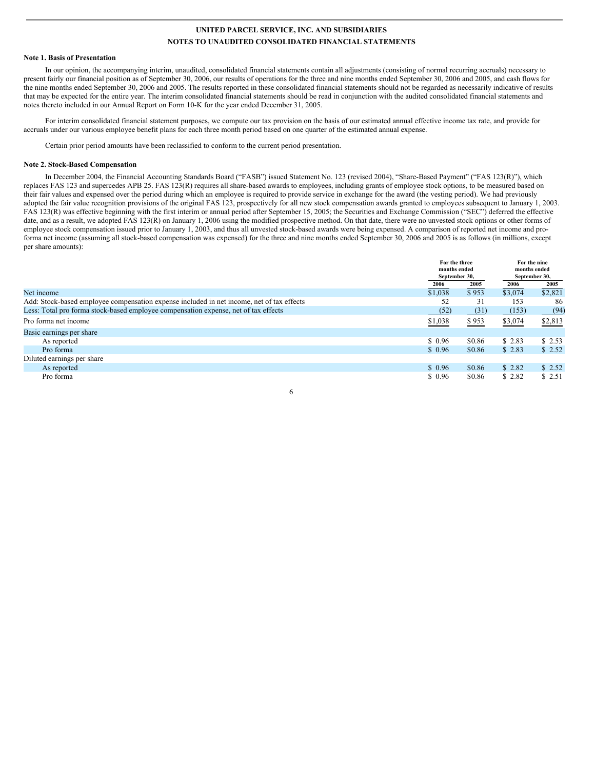UNITED PARCEL SERVICE, INC. AND SUBSIDIARIES

NOTES TO UNAUDITED CONSOLIDATED FINANCIAL STATEMENTS

**Note 1. Basis of Presentation**

In our opinion, the accompanying interim, unaudited, consolidated financial statements contain all adjustments (consisting of normal recurring accruals) necessary to present fairly our financial position as of September 30, 2006, our results of operations for the three and nine months ended September 30, 2006 and 2005, and cash flows for the nine months ended September 30, 2006 and 2005. The results reported in these consolidated financial statements should not be regarded as necessarily indicative of results that may be expected for the entire year. The interim consolidated financial statements should be read in conjunction with the audited consolidated financial statements and notes thereto included in our Annual Report on Form 10-K for the year ended December 31, 2005.

For interim consolidated financial statement purposes, we compute our tax provision on the basis of our estimated annual effective income tax rate, and provide for accruals under our various employee benefit plans for each three month period based on one quarter of the estimated annual expense.

Certain prior period amounts have been reclassified to conform to the current period presentation.

**Note 2. Stock-Based Compensation**

In December 2004, the Financial Accounting Standards Board ("FASB") issued Statement No. 123 (revised 2004), "Share-Based Payment" ("FAS 123(R)"), which replaces FAS 123 and supercedes APB 25. FAS 123(R) requires all share-based awards to employees, including grants of employee stock options, to be measured based on their fair values and expensed over the period during which an employee is required to provide service in exchange for the award (the vesting period). We had previously adopted the fair value recognition provisions of the original FAS 123, prospectively for all new stock compensation awards granted to employees subsequent to January 1, 2003. FAS 123(R) was effective beginning with the first interim or annual period after September 15, 2005; the Securities and Exchange Commission ("SEC") deferred the effective date, and as a result, we adopted FAS 123(R) on January 1, 2006 using the modified prospective method. On that date, there were no unvested stock options or other forms of employee stock compensation issued prior to January 1, 2003, and thus all unvested stock-based awards were being expensed. A comparison of reported net income and pro-forma net income (assuming all stock-based compensation was expensed) for the three and nine months ended September 30, 2006 and 2005 is as follows (in millions, except per share amounts):

| | For the three months ended September 30, | | For the nine months ended September 30, | |
|---|---|---|---|---|
| | 2006 | 2005 | 2006 | 2005 |
| Net income | $1,038 | $ 953 | $3,074 | $2,821 |
| Add: Stock-based employee compensation expense included in net income, net of tax effects | 52 | 31 | 153 | 86 |
| Less: Total pro forma stock-based employee compensation expense, net of tax effects | (52) | (31) | (153) | (94) |
| Pro forma net income | $1,038 | $ 953 | $3,074 | $2,813 |
| Basic earnings per share | | | | |
| As reported | $ 0.96 | $0.86 | $ 2.83 | $ 2.53 |
| Pro forma | $ 0.96 | $0.86 | $ 2.83 | $ 2.52 |
| Diluted earnings per share | | | | |
| As reported | $ 0.96 | $0.86 | $ 2.82 | $ 2.52 |
| Pro forma | $ 0.96 | $0.86 | $ 2.82 | $ 2.51 |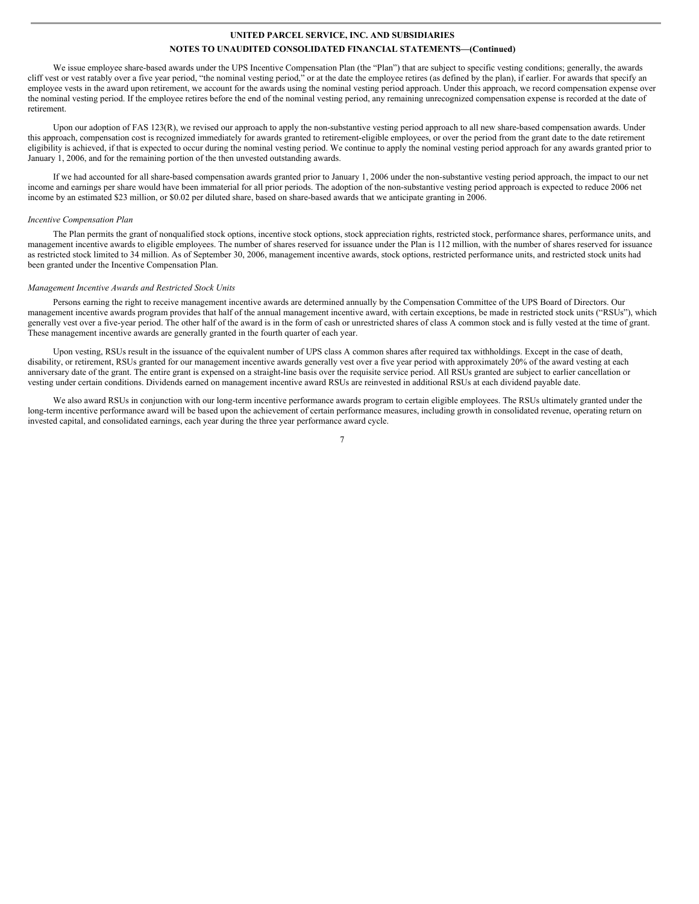We issue employee share-based awards under the UPS Incentive Compensation Plan (the "Plan") that are subject to specific vesting conditions; generally, the awards cliff vest or vest ratably over a five year period, "the nominal vesting period," or at the date the employee retires (as defined by the plan), if earlier. For awards that specify an employee vests in the award upon retirement, we account for the awards using the nominal vesting period approach. Under this approach, we record compensation expense over the nominal vesting period. If the employee retires before the end of the nominal vesting period, any remaining unrecognized compensation expense is recorded at the date of retirement.

Upon our adoption of FAS 123(R), we revised our approach to apply the non-substantive vesting period approach to all new share-based compensation awards. Under this approach, compensation cost is recognized immediately for awards granted to retirement-eligible employees, or over the period from the grant date to the date retirement eligibility is achieved, if that is expected to occur during the nominal vesting period. We continue to apply the nominal vesting period approach for any awards granted prior to January 1, 2006, and for the remaining portion of the then unvested outstanding awards.

If we had accounted for all share-based compensation awards granted prior to January 1, 2006 under the non-substantive vesting period approach, the impact to our net income and earnings per share would have been immaterial for all prior periods. The adoption of the non-substantive vesting period approach is expected to reduce 2006 net income by an estimated $23 million, or $0.02 per diluted share, based on share-based awards that we anticipate granting in 2006.

*Incentive Compensation Plan*

The Plan permits the grant of nonqualified stock options, incentive stock options, stock appreciation rights, restricted stock, performance shares, performance units, and management incentive awards to eligible employees. The number of shares reserved for issuance under the Plan is 112 million, with the number of shares reserved for issuance as restricted stock limited to 34 million. As of September 30, 2006, management incentive awards, stock options, restricted performance units, and restricted stock units had been granted under the Incentive Compensation Plan.

*Management Incentive Awards and Restricted Stock Units*

Persons earning the right to receive management incentive awards are determined annually by the Compensation Committee of the UPS Board of Directors. Our management incentive awards program provides that half of the annual management incentive award, with certain exceptions, be made in restricted stock units ("RSUs"), which generally vest over a five-year period. The other half of the award is in the form of cash or unrestricted shares of class A common stock and is fully vested at the time of grant. These management incentive awards are generally granted in the fourth quarter of each year.

Upon vesting, RSUs result in the issuance of the equivalent number of UPS class A common shares after required tax withholdings. Except in the case of death, disability, or retirement, RSUs granted for our management incentive awards generally vest over a five year period with approximately 20% of the award vesting at each anniversary date of the grant. The entire grant is expensed on a straight-line basis over the requisite service period. All RSUs granted are subject to earlier cancellation or vesting under certain conditions. Dividends earned on management incentive award RSUs are reinvested in additional RSUs at each dividend payable date.

We also award RSUs in conjunction with our long-term incentive performance awards program to certain eligible employees. The RSUs ultimately granted under the long-term incentive performance award will be based upon the achievement of certain performance measures, including growth in consolidated revenue, operating return on invested capital, and consolidated earnings, each year during the three year performance award cycle.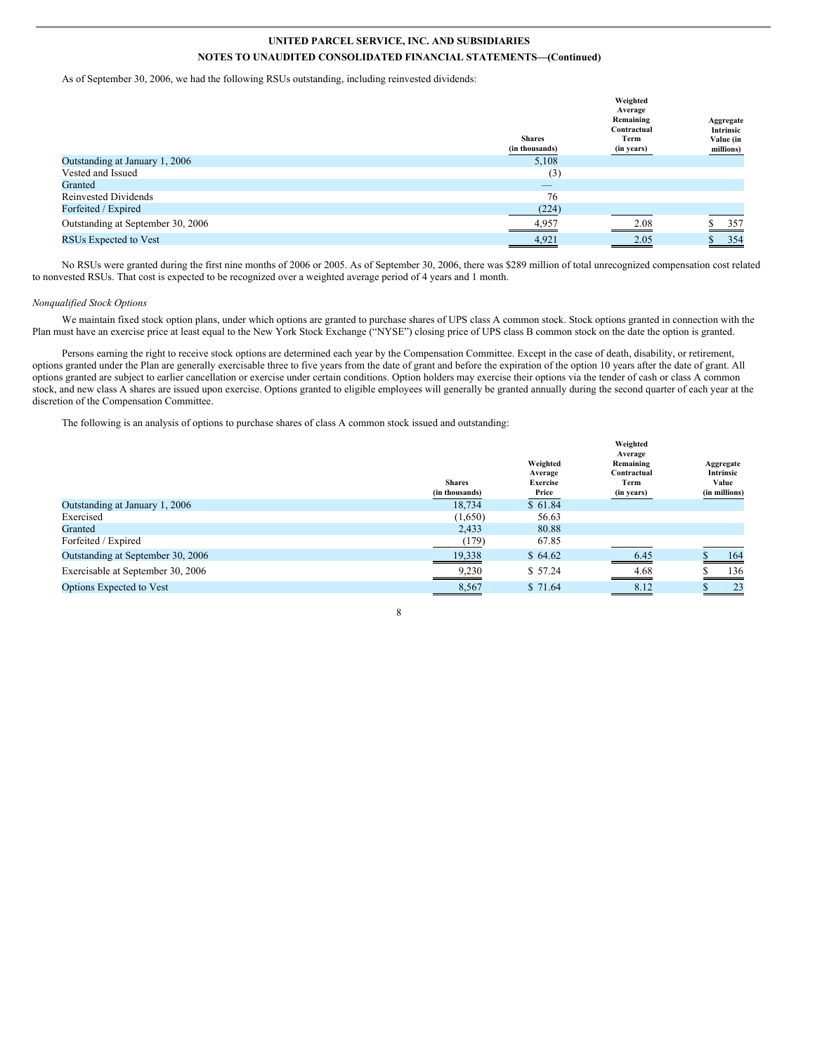As of September 30, 2006, we had the following RSUs outstanding, including reinvested dividends:

| | Shares (in thousands) | Weighted Average Remaining Contractual Term (in years) | Aggregate Intrinsic Value (in millions) |
|---|---|---|---|
| Outstanding at January 1, 2006 | 5,108 | | |
| Vested and Issued | (3) | | |
| Granted | — | | |
| Reinvested Dividends | 76 | | |
| Forfeited / Expired | (224) | | |
| Outstanding at September 30, 2006 | 4,957 | 2.08 | $ 357 |
| RSUs Expected to Vest | 4,921 | 2.05 | $ 354 |

No RSUs were granted during the first nine months of 2006 or 2005. As of September 30, 2006, there was $289 million of total unrecognized compensation cost related to nonvested RSUs. That cost is expected to be recognized over a weighted average period of 4 years and 1 month.

*Nonqualified Stock Options*

We maintain fixed stock option plans, under which options are granted to purchase shares of UPS class A common stock. Stock options granted in connection with the Plan must have an exercise price at least equal to the New York Stock Exchange ("NYSE") closing price of UPS class B common stock on the date the option is granted.

Persons earning the right to receive stock options are determined each year by the Compensation Committee. Except in the case of death, disability, or retirement, options granted under the Plan are generally exercisable three to five years from the date of grant and before the expiration of the option 10 years after the date of grant. All options granted are subject to earlier cancellation or exercise under certain conditions. Option holders may exercise their options via the tender of cash or class A common stock, and new class A shares are issued upon exercise. Options granted to eligible employees will generally be granted annually during the second quarter of each year at the discretion of the Compensation Committee.

The following is an analysis of options to purchase shares of class A common stock issued and outstanding:

| | Shares (in thousands) | Weighted Average Exercise Price | Weighted Average Remaining Contractual Term (in years) | Aggregate Intrinsic Value (in millions) |
|---|---|---|---|---|
| Outstanding at January 1, 2006 | 18,734 | $ 61.84 | | |
| Exercised | (1,650) | 56.63 | | |
| Granted | 2,433 | 80.88 | | |
| Forfeited / Expired | (179) | 67.85 | | |
| Outstanding at September 30, 2006 | 19,338 | $ 64.62 | 6.45 | $ 164 |
| Exercisable at September 30, 2006 | 9,230 | $ 57.24 | 4.68 | $ 136 |
| Options Expected to Vest | 8,567 | $ 71.64 | 8.12 | $ 23 |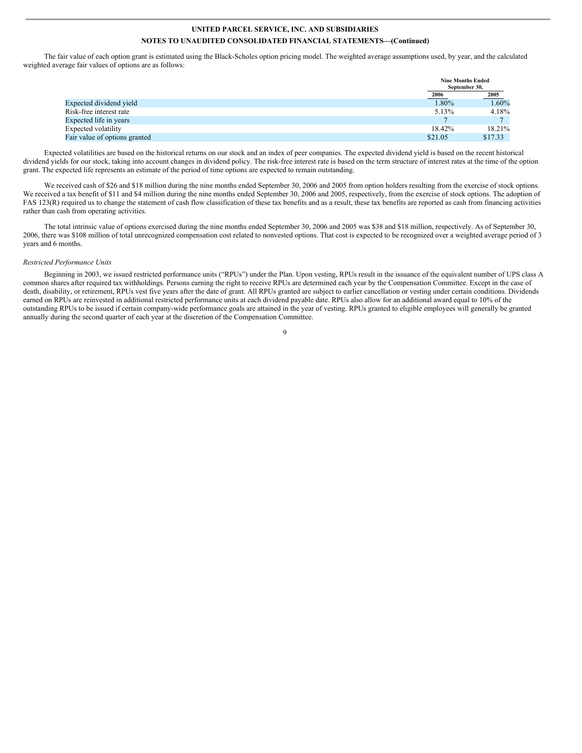**UNITED PARCEL SERVICE, INC. AND SUBSIDIARIES**

**NOTES TO UNAUDITED CONSOLIDATED FINANCIAL STATEMENTS—(Continued)**

The fair value of each option grant is estimated using the Black-Scholes option pricing model. The weighted average assumptions used, by year, and the calculated weighted average fair values of options are as follows:

| | Nine Months Ended September 30, | |
|---|---|---|
| | 2006 | 2005 |
| Expected dividend yield | 1.80% | 1.60% |
| Risk-free interest rate | 5.13% | 4.18% |
| Expected life in years | 7 | 7 |
| Expected volatility | 18.42% | 18.21% |
| Fair value of options granted | $21.05 | $17.33 |

Expected volatilities are based on the historical returns on our stock and an index of peer companies. The expected dividend yield is based on the recent historical dividend yields for our stock, taking into account changes in dividend policy. The risk-free interest rate is based on the term structure of interest rates at the time of the option grant. The expected life represents an estimate of the period of time options are expected to remain outstanding.

We received cash of $26 and $18 million during the nine months ended September 30, 2006 and 2005 from option holders resulting from the exercise of stock options. We received a tax benefit of $11 and $4 million during the nine months ended September 30, 2006 and 2005, respectively, from the exercise of stock options. The adoption of FAS 123(R) required us to change the statement of cash flow classification of these tax benefits and as a result, these tax benefits are reported as cash from financing activities rather than cash from operating activities.

The total intrinsic value of options exercised during the nine months ended September 30, 2006 and 2005 was $38 and $18 million, respectively. As of September 30, 2006, there was $108 million of total unrecognized compensation cost related to nonvested options. That cost is expected to be recognized over a weighted average period of 3 years and 6 months.

*Restricted Performance Units*

Beginning in 2003, we issued restricted performance units ("RPUs") under the Plan. Upon vesting, RPUs result in the issuance of the equivalent number of UPS class A common shares after required tax withholdings. Persons earning the right to receive RPUs are determined each year by the Compensation Committee. Except in the case of death, disability, or retirement, RPUs vest five years after the date of grant. All RPUs granted are subject to earlier cancellation or vesting under certain conditions. Dividends earned on RPUs are reinvested in additional restricted performance units at each dividend payable date. RPUs also allow for an additional award equal to 10% of the outstanding RPUs to be issued if certain company-wide performance goals are attained in the year of vesting. RPUs granted to eligible employees will generally be granted annually during the second quarter of each year at the discretion of the Compensation Committee.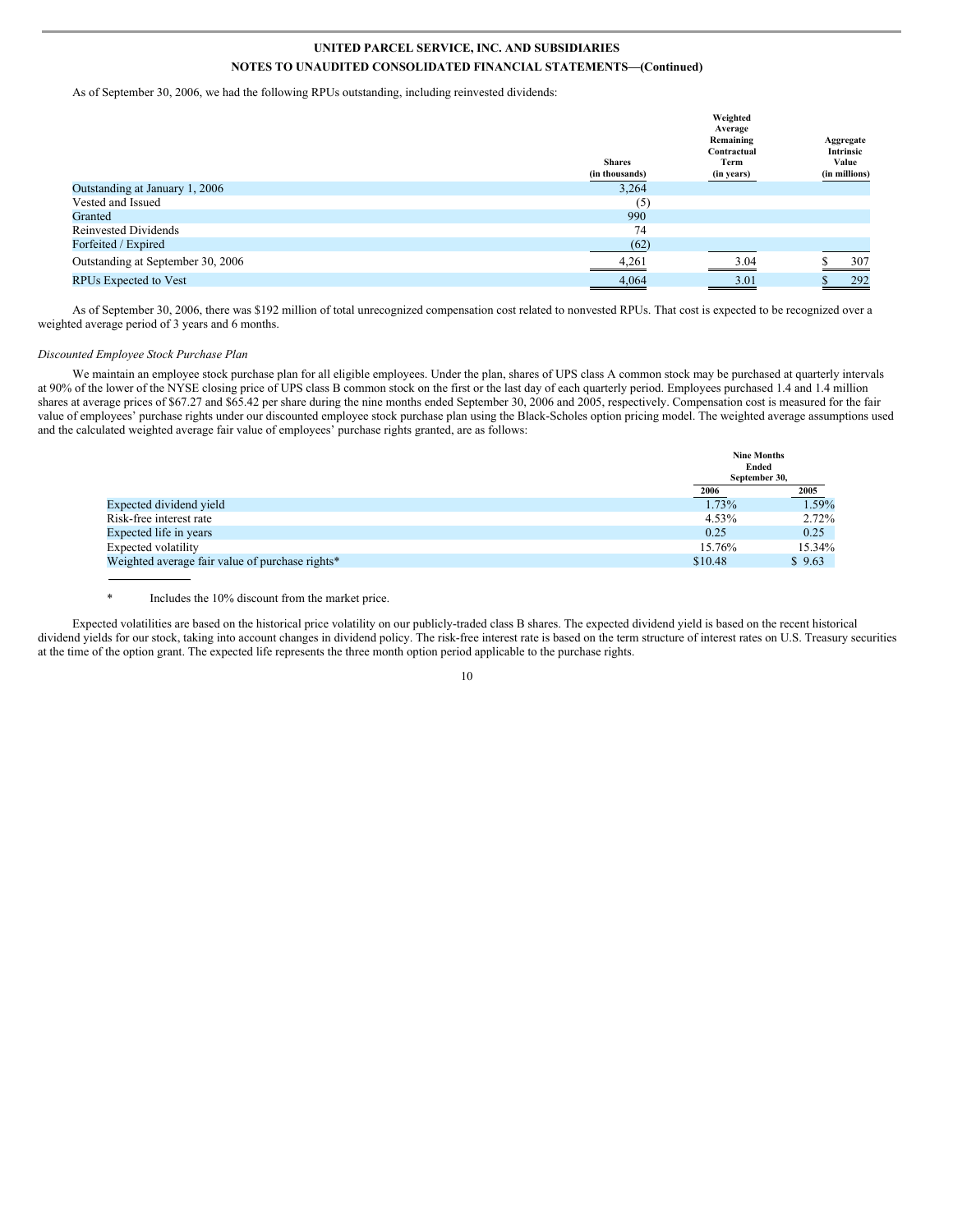As of September 30, 2006, we had the following RPUs outstanding, including reinvested dividends:

| | Shares (in thousands) | Weighted Average Remaining Contractual Term (in years) | Aggregate Intrinsic Value (in millions) |
|---|---|---|---|
| Outstanding at January 1, 2006 | 3,264 | | |
| Vested and Issued | (5) | | |
| Granted | 990 | | |
| Reinvested Dividends | 74 | | |
| Forfeited / Expired | (62) | | |
| Outstanding at September 30, 2006 | 4,261 | 3.04 | $ 307 |
| RPUs Expected to Vest | 4,064 | 3.01 | $ 292 |

As of September 30, 2006, there was $192 million of total unrecognized compensation cost related to nonvested RPUs. That cost is expected to be recognized over a weighted average period of 3 years and 6 months.

*Discounted Employee Stock Purchase Plan*

We maintain an employee stock purchase plan for all eligible employees. Under the plan, shares of UPS class A common stock may be purchased at quarterly intervals at 90% of the lower of the NYSE closing price of UPS class B common stock on the first or the last day of each quarterly period. Employees purchased 1.4 and 1.4 million shares at average prices of $67.27 and $65.42 per share during the nine months ended September 30, 2006 and 2005, respectively. Compensation cost is measured for the fair value of employees' purchase rights under our discounted employee stock purchase plan using the Black-Scholes option pricing model. The weighted average assumptions used and the calculated weighted average fair value of employees' purchase rights granted, are as follows:

| | Nine Months Ended September 30, | |
|---|---|---|
| | 2006 | 2005 |
| Expected dividend yield | 1.73% | 1.59% |
| Risk-free interest rate | 4.53% | 2.72% |
| Expected life in years | 0.25 | 0.25 |
| Expected volatility | 15.76% | 15.34% |
| Weighted average fair value of purchase rights* | $10.48 | $ 9.63 |

\* Includes the 10% discount from the market price.

Expected volatilities are based on the historical price volatility on our publicly-traded class B shares. The expected dividend yield is based on the recent historical dividend yields for our stock, taking into account changes in dividend policy. The risk-free interest rate is based on the term structure of interest rates on U.S. Treasury securities at the time of the option grant. The expected life represents the three month option period applicable to the purchase rights.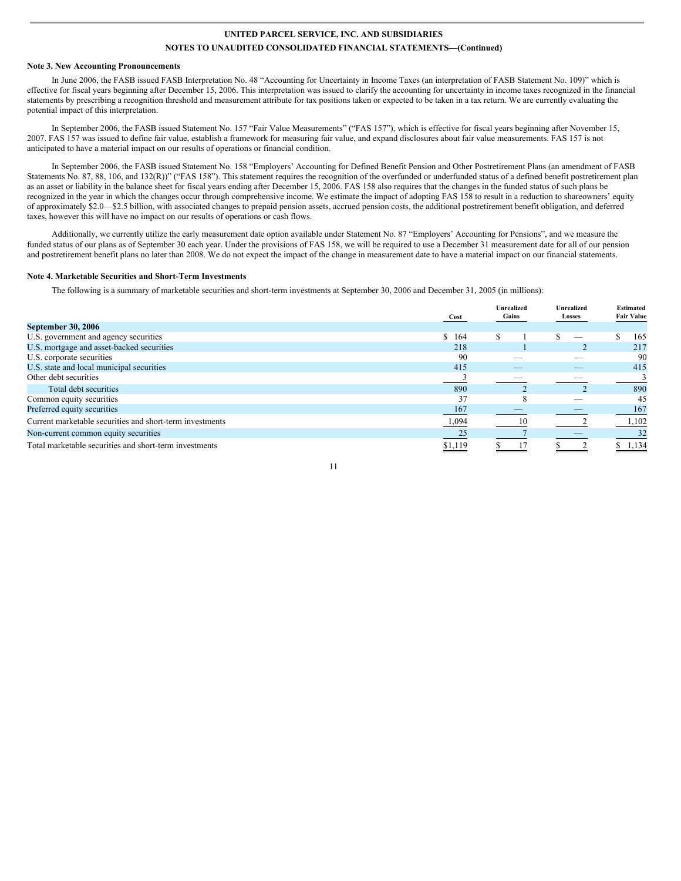**UNITED PARCEL SERVICE, INC. AND SUBSIDIARIES**

**NOTES TO UNAUDITED CONSOLIDATED FINANCIAL STATEMENTS—(Continued)**

**Note 3. New Accounting Pronouncements**

In June 2006, the FASB issued FASB Interpretation No. 48 "Accounting for Uncertainty in Income Taxes (an interpretation of FASB Statement No. 109)" which is effective for fiscal years beginning after December 15, 2006. This interpretation was issued to clarify the accounting for uncertainty in income taxes recognized in the financial statements by prescribing a recognition threshold and measurement attribute for tax positions taken or expected to be taken in a tax return. We are currently evaluating the potential impact of this interpretation.

In September 2006, the FASB issued Statement No. 157 "Fair Value Measurements" ("FAS 157"), which is effective for fiscal years beginning after November 15, 2007. FAS 157 was issued to define fair value, establish a framework for measuring fair value, and expand disclosures about fair value measurements. FAS 157 is not anticipated to have a material impact on our results of operations or financial condition.

In September 2006, the FASB issued Statement No. 158 "Employers' Accounting for Defined Benefit Pension and Other Postretirement Plans (an amendment of FASB Statements No. 87, 88, 106, and 132(R))" ("FAS 158"). This statement requires the recognition of the overfunded or underfunded status of a defined benefit postretirement plan as an asset or liability in the balance sheet for fiscal years ending after December 15, 2006. FAS 158 also requires that the changes in the funded status of such plans be recognized in the year in which the changes occur through comprehensive income. We estimate the impact of adopting FAS 158 to result in a reduction to shareowners' equity of approximately $2.0—$2.5 billion, with associated changes to prepaid pension assets, accrued pension costs, the additional postretirement benefit obligation, and deferred taxes, however this will have no impact on our results of operations or cash flows.

Additionally, we currently utilize the early measurement date option available under Statement No. 87 "Employers' Accounting for Pensions", and we measure the funded status of our plans as of September 30 each year. Under the provisions of FAS 158, we will be required to use a December 31 measurement date for all of our pension and postretirement benefit plans no later than 2008. We do not expect the impact of the change in measurement date to have a material impact on our financial statements.

**Note 4. Marketable Securities and Short-Term Investments**

The following is a summary of marketable securities and short-term investments at September 30, 2006 and December 31, 2005 (in millions):

| | Cost | Unrealized Gains | Unrealized Losses | Estimated Fair Value |
|---|---|---|---|---|
| **September 30, 2006** | | | | |
| U.S. government and agency securities | $ 164 | $ 1 | $ — | $ 165 |
| U.S. mortgage and asset-backed securities | 218 | 1 | 2 | 217 |
| U.S. corporate securities | 90 | — | — | 90 |
| U.S. state and local municipal securities | 415 | — | — | 415 |
| Other debt securities | 3 | — | — | 3 |
| Total debt securities | 890 | 2 | 2 | 890 |
| Common equity securities | 37 | 8 | — | 45 |
| Preferred equity securities | 167 | — | — | 167 |
| Current marketable securities and short-term investments | 1,094 | 10 | 2 | 1,102 |
| Non-current common equity securities | 25 | 7 | — | 32 |
| Total marketable securities and short-term investments | $1,119 | $ 17 | $ 2 | $ 1,134 |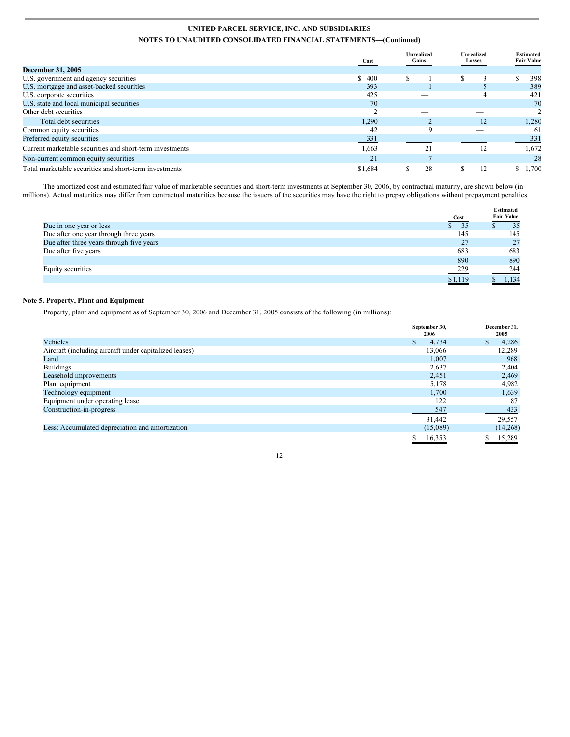| | Cost | Unrealized Gains | Unrealized Losses | Estimated Fair Value |
|---|---|---|---|---|
| **December 31, 2005** | | | | |
| U.S. government and agency securities | $ 400 | $ 1 | $ 3 | $ 398 |
| U.S. mortgage and asset-backed securities | 393 | 1 | 5 | 389 |
| U.S. corporate securities | 425 | — | 4 | 421 |
| U.S. state and local municipal securities | 70 | — | — | 70 |
| Other debt securities | 2 | — | — | 2 |
| Total debt securities | 1,290 | 2 | 12 | 1,280 |
| Common equity securities | 42 | 19 | — | 61 |
| Preferred equity securities | 331 | — | — | 331 |
| Current marketable securities and short-term investments | 1,663 | 21 | 12 | 1,672 |
| Non-current common equity securities | 21 | 7 | — | 28 |
| Total marketable securities and short-term investments | $1,684 | $ 28 | $ 12 | $ 1,700 |

The amortized cost and estimated fair value of marketable securities and short-term investments at September 30, 2006, by contractual maturity, are shown below (in millions). Actual maturities may differ from contractual maturities because the issuers of the securities may have the right to prepay obligations without prepayment penalties.

| | Cost | Estimated Fair Value |
|---|---|---|
| Due in one year or less | $ 35 | $ 35 |
| Due after one year through three years | 145 | 145 |
| Due after three years through five years | 27 | 27 |
| Due after five years | 683 | 683 |
| | 890 | 890 |
| Equity securities | 229 | 244 |
| | $1,119 | $ 1,134 |

## Note 5. Property, Plant and Equipment

Property, plant and equipment as of September 30, 2006 and December 31, 2005 consists of the following (in millions):

| | September 30, 2006 | December 31, 2005 |
|---|---|---|
| Vehicles | $ 4,734 | $ 4,286 |
| Aircraft (including aircraft under capitalized leases) | 13,066 | 12,289 |
| Land | 1,007 | 968 |
| Buildings | 2,637 | 2,404 |
| Leasehold improvements | 2,451 | 2,469 |
| Plant equipment | 5,178 | 4,982 |
| Technology equipment | 1,700 | 1,639 |
| Equipment under operating lease | 122 | 87 |
| Construction-in-progress | 547 | 433 |
| | 31,442 | 29,557 |
| Less: Accumulated depreciation and amortization | (15,089) | (14,268) |
| | $ 16,353 | $ 15,289 |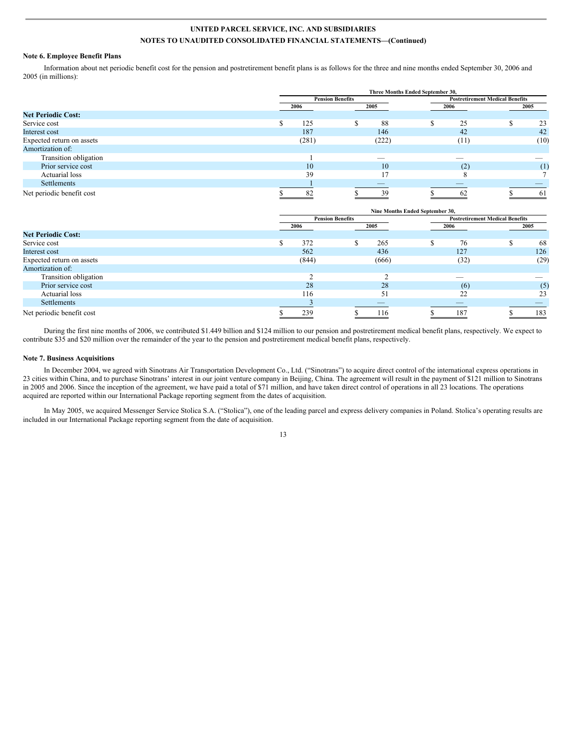**UNITED PARCEL SERVICE, INC. AND SUBSIDIARIES**

**NOTES TO UNAUDITED CONSOLIDATED FINANCIAL STATEMENTS—(Continued)**

**Note 6. Employee Benefit Plans**

Information about net periodic benefit cost for the pension and postretirement benefit plans is as follows for the three and nine months ended September 30, 2006 and 2005 (in millions):

| | Three Months Ended September 30, | | | |
|---|---|---|---|---|
| | Pension Benefits | | Postretirement Medical Benefits | |
| | 2006 | 2005 | 2006 | 2005 |
| **Net Periodic Cost:** | | | | |
| Service cost | $ 125 | $ 88 | $ 25 | $ 23 |
| Interest cost | 187 | 146 | 42 | 42 |
| Expected return on assets | (281) | (222) | (11) | (10) |
| Amortization of: | | | | |
| Transition obligation | 1 | — | — | — |
| Prior service cost | 10 | 10 | (2) | (1) |
| Actuarial loss | 39 | 17 | 8 | 7 |
| Settlements | 1 | — | — | — |
| Net periodic benefit cost | $ 82 | $ 39 | $ 62 | $ 61 |

| | Nine Months Ended September 30, | | | |
|---|---|---|---|---|
| | Pension Benefits | | Postretirement Medical Benefits | |
| | 2006 | 2005 | 2006 | 2005 |
| **Net Periodic Cost:** | | | | |
| Service cost | $ 372 | $ 265 | $ 76 | $ 68 |
| Interest cost | 562 | 436 | 127 | 126 |
| Expected return on assets | (844) | (666) | (32) | (29) |
| Amortization of: | | | | |
| Transition obligation | 2 | 2 | — | — |
| Prior service cost | 28 | 28 | (6) | (5) |
| Actuarial loss | 116 | 51 | 22 | 23 |
| Settlements | 3 | — | — | — |
| Net periodic benefit cost | $ 239 | $ 116 | $ 187 | $ 183 |

During the first nine months of 2006, we contributed $1.449 billion and $124 million to our pension and postretirement medical benefit plans, respectively. We expect to contribute $35 and $20 million over the remainder of the year to the pension and postretirement medical benefit plans, respectively.

**Note 7. Business Acquisitions**

In December 2004, we agreed with Sinotrans Air Transportation Development Co., Ltd. ("Sinotrans") to acquire direct control of the international express operations in 23 cities within China, and to purchase Sinotrans' interest in our joint venture company in Beijing, China. The agreement will result in the payment of $121 million to Sinotrans in 2005 and 2006. Since the inception of the agreement, we have paid a total of $71 million, and have taken direct control of operations in all 23 locations. The operations acquired are reported within our International Package reporting segment from the dates of acquisition.

In May 2005, we acquired Messenger Service Stolica S.A. ("Stolica"), one of the leading parcel and express delivery companies in Poland. Stolica's operating results are included in our International Package reporting segment from the date of acquisition.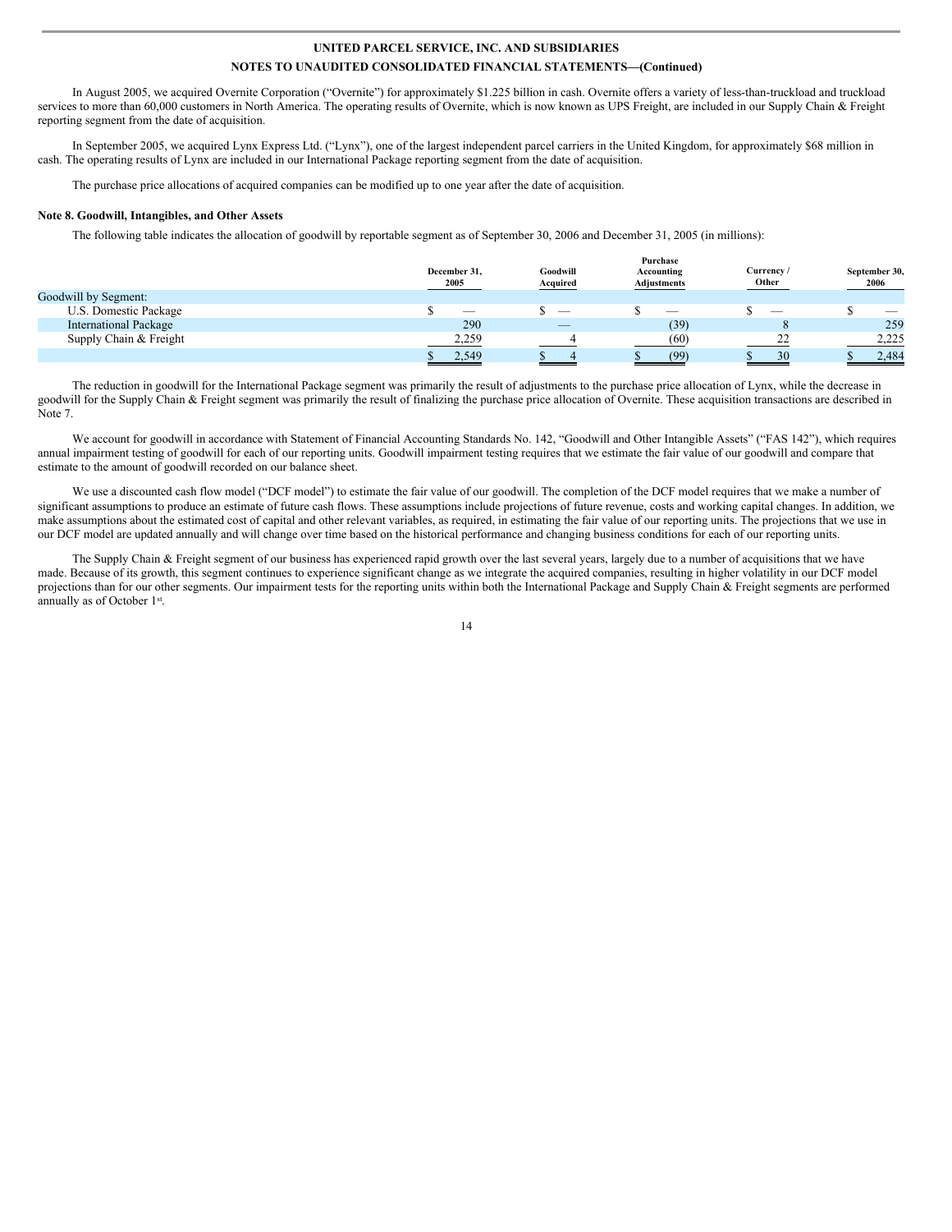In August 2005, we acquired Overnite Corporation ("Overnite") for approximately $1.225 billion in cash. Overnite offers a variety of less-than-truckload and truckload services to more than 60,000 customers in North America. The operating results of Overnite, which is now known as UPS Freight, are included in our Supply Chain & Freight reporting segment from the date of acquisition.

In September 2005, we acquired Lynx Express Ltd. ("Lynx"), one of the largest independent parcel carriers in the United Kingdom, for approximately $68 million in cash. The operating results of Lynx are included in our International Package reporting segment from the date of acquisition.

The purchase price allocations of acquired companies can be modified up to one year after the date of acquisition.

### Note 8. Goodwill, Intangibles, and Other Assets

The following table indicates the allocation of goodwill by reportable segment as of September 30, 2006 and December 31, 2005 (in millions):

| | December 31, 2005 | Goodwill Acquired | Purchase Accounting Adjustments | Currency / Other | September 30, 2006 |
|---|---|---|---|---|---|
| Goodwill by Segment: | | | | | |
| U.S. Domestic Package | $ — | $ — | $ — | $ — | $ — |
| International Package | 290 | — | (39) | 8 | 259 |
| Supply Chain & Freight | 2,259 | 4 | (60) | 22 | 2,225 |
| | $ 2,549 | $ 4 | $ (99) | $ 30 | $ 2,484 |

The reduction in goodwill for the International Package segment was primarily the result of adjustments to the purchase price allocation of Lynx, while the decrease in goodwill for the Supply Chain & Freight segment was primarily the result of finalizing the purchase price allocation of Overnite. These acquisition transactions are described in Note 7.

We account for goodwill in accordance with Statement of Financial Accounting Standards No. 142, "Goodwill and Other Intangible Assets" ("FAS 142"), which requires annual impairment testing of goodwill for each of our reporting units. Goodwill impairment testing requires that we estimate the fair value of our goodwill and compare that estimate to the amount of goodwill recorded on our balance sheet.

We use a discounted cash flow model ("DCF model") to estimate the fair value of our goodwill. The completion of the DCF model requires that we make a number of significant assumptions to produce an estimate of future cash flows. These assumptions include projections of future revenue, costs and working capital changes. In addition, we make assumptions about the estimated cost of capital and other relevant variables, as required, in estimating the fair value of our reporting units. The projections that we use in our DCF model are updated annually and will change over time based on the historical performance and changing business conditions for each of our reporting units.

The Supply Chain & Freight segment of our business has experienced rapid growth over the last several years, largely due to a number of acquisitions that we have made. Because of its growth, this segment continues to experience significant change as we integrate the acquired companies, resulting in higher volatility in our DCF model projections than for our other segments. Our impairment tests for the reporting units within both the International Package and Supply Chain & Freight segments are performed annually as of October 1st.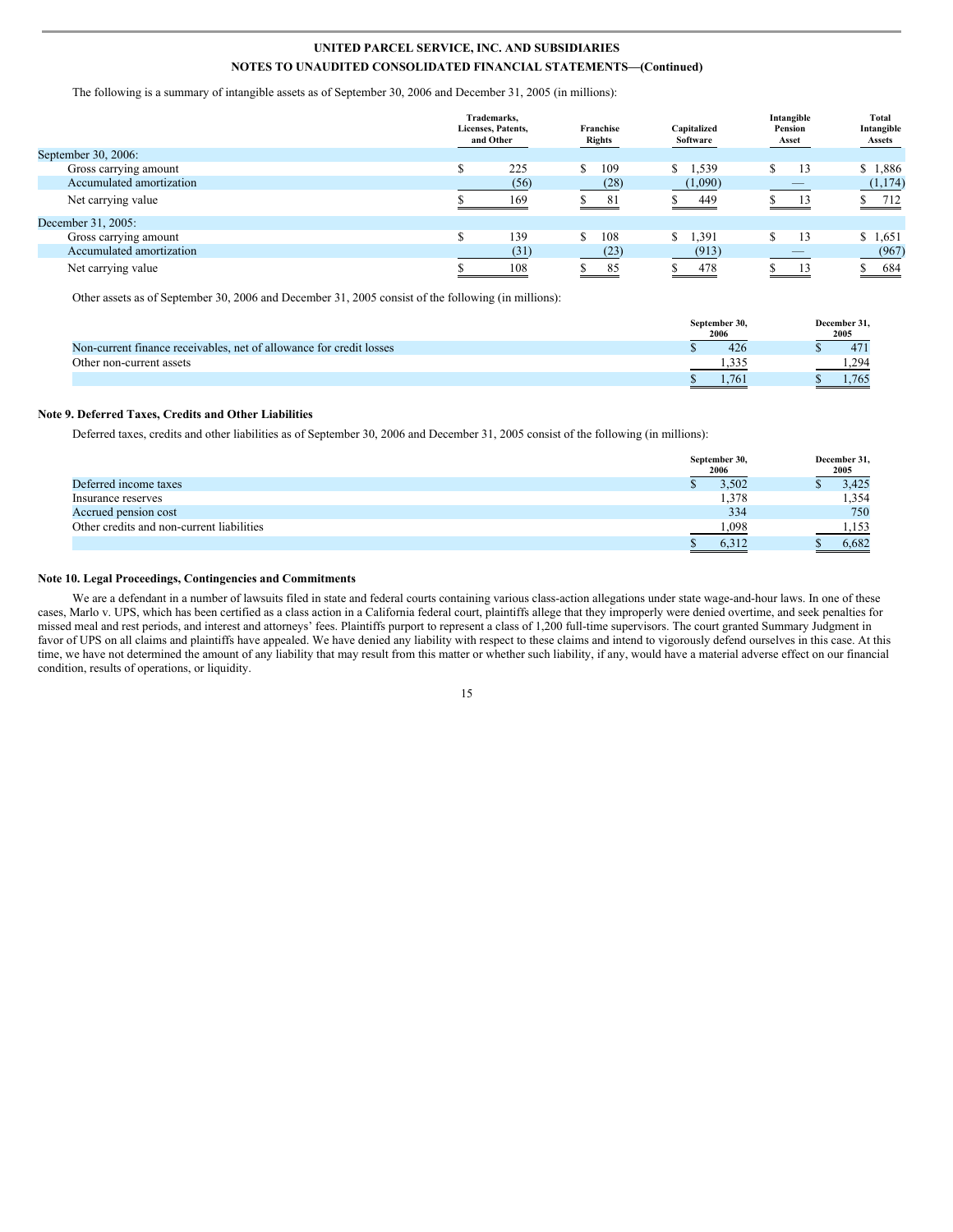The following is a summary of intangible assets as of September 30, 2006 and December 31, 2005 (in millions):

| | Trademarks, Licenses, Patents, and Other | Franchise Rights | Capitalized Software | Intangible Pension Asset | Total Intangible Assets |
|---|---|---|---|---|---|
| September 30, 2006: | | | | | |
| Gross carrying amount | $ 225 | $ 109 | $ 1,539 | $ 13 | $ 1,886 |
| Accumulated amortization | (56) | (28) | (1,090) | — | (1,174) |
| Net carrying value | $ 169 | $ 81 | $ 449 | $ 13 | $ 712 |
| December 31, 2005: | | | | | |
| Gross carrying amount | $ 139 | $ 108 | $ 1,391 | $ 13 | $ 1,651 |
| Accumulated amortization | (31) | (23) | (913) | — | (967) |
| Net carrying value | $ 108 | $ 85 | $ 478 | $ 13 | $ 684 |

Other assets as of September 30, 2006 and December 31, 2005 consist of the following (in millions):

| | September 30, 2006 | December 31, 2005 |
|---|---|---|
| Non-current finance receivables, net of allowance for credit losses | $ 426 | $ 471 |
| Other non-current assets | 1,335 | 1,294 |
| | $ 1,761 | $ 1,765 |

## Note 9. Deferred Taxes, Credits and Other Liabilities

Deferred taxes, credits and other liabilities as of September 30, 2006 and December 31, 2005 consist of the following (in millions):

| | September 30, 2006 | December 31, 2005 |
|---|---|---|
| Deferred income taxes | $ 3,502 | $ 3,425 |
| Insurance reserves | 1,378 | 1,354 |
| Accrued pension cost | 334 | 750 |
| Other credits and non-current liabilities | 1,098 | 1,153 |
| | $ 6,312 | $ 6,682 |

## Note 10. Legal Proceedings, Contingencies and Commitments

We are a defendant in a number of lawsuits filed in state and federal courts containing various class-action allegations under state wage-and-hour laws. In one of these cases, Marlo v. UPS, which has been certified as a class action in a California federal court, plaintiffs allege that they improperly were denied overtime, and seek penalties for missed meal and rest periods, and interest and attorneys' fees. Plaintiffs purport to represent a class of 1,200 full-time supervisors. The court granted Summary Judgment in favor of UPS on all claims and plaintiffs have appealed. We have denied any liability with respect to these claims and intend to vigorously defend ourselves in this case. At this time, we have not determined the amount of any liability that may result from this matter or whether such liability, if any, would have a material adverse effect on our financial condition, results of operations, or liquidity.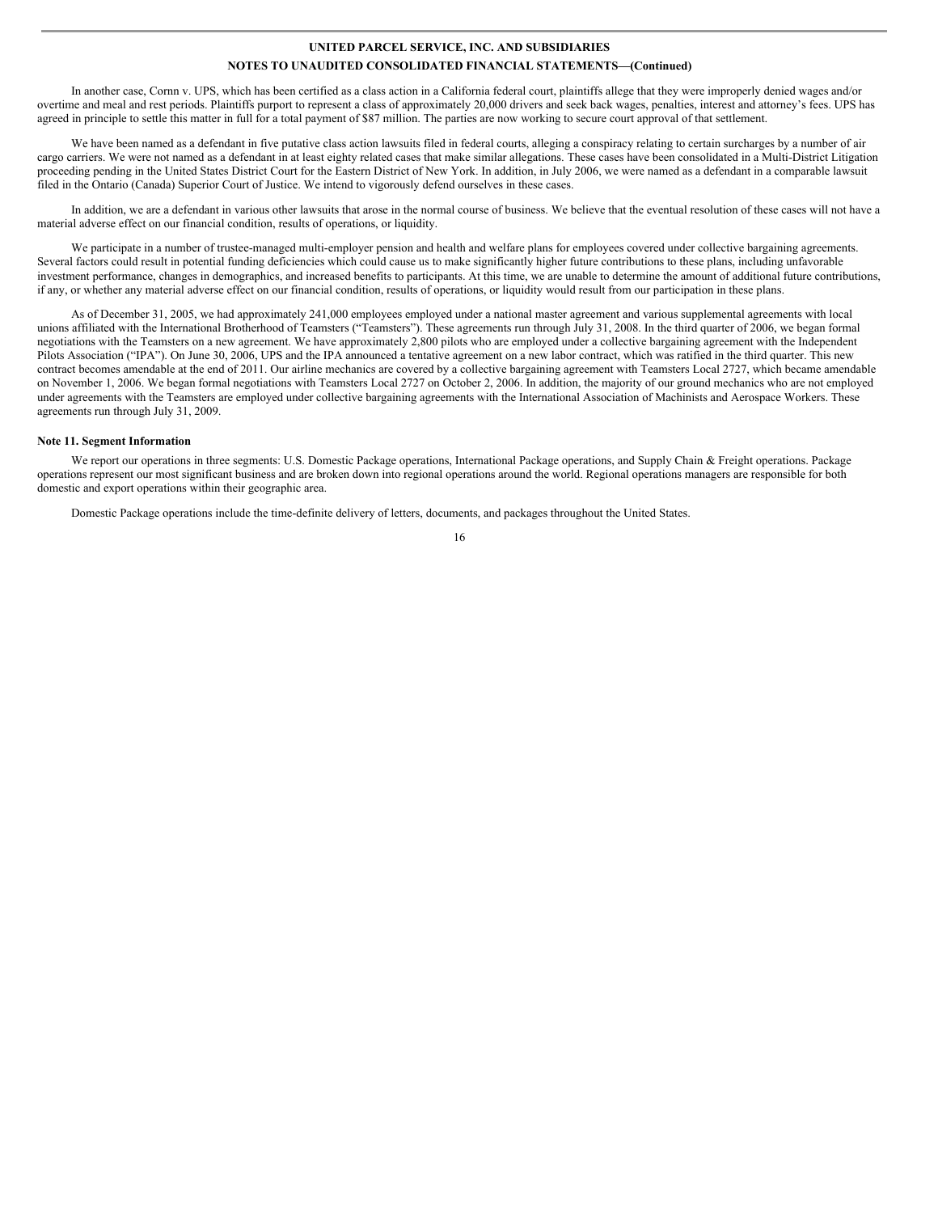In another case, Cornn v. UPS, which has been certified as a class action in a California federal court, plaintiffs allege that they were improperly denied wages and/or overtime and meal and rest periods. Plaintiffs purport to represent a class of approximately 20,000 drivers and seek back wages, penalties, interest and attorney's fees. UPS has agreed in principle to settle this matter in full for a total payment of $87 million. The parties are now working to secure court approval of that settlement.

We have been named as a defendant in five putative class action lawsuits filed in federal courts, alleging a conspiracy relating to certain surcharges by a number of air cargo carriers. We were not named as a defendant in at least eighty related cases that make similar allegations. These cases have been consolidated in a Multi-District Litigation proceeding pending in the United States District Court for the Eastern District of New York. In addition, in July 2006, we were named as a defendant in a comparable lawsuit filed in the Ontario (Canada) Superior Court of Justice. We intend to vigorously defend ourselves in these cases.

In addition, we are a defendant in various other lawsuits that arose in the normal course of business. We believe that the eventual resolution of these cases will not have a material adverse effect on our financial condition, results of operations, or liquidity.

We participate in a number of trustee-managed multi-employer pension and health and welfare plans for employees covered under collective bargaining agreements. Several factors could result in potential funding deficiencies which could cause us to make significantly higher future contributions to these plans, including unfavorable investment performance, changes in demographics, and increased benefits to participants. At this time, we are unable to determine the amount of additional future contributions, if any, or whether any material adverse effect on our financial condition, results of operations, or liquidity would result from our participation in these plans.

As of December 31, 2005, we had approximately 241,000 employees employed under a national master agreement and various supplemental agreements with local unions affiliated with the International Brotherhood of Teamsters ("Teamsters"). These agreements run through July 31, 2008. In the third quarter of 2006, we began formal negotiations with the Teamsters on a new agreement. We have approximately 2,800 pilots who are employed under a collective bargaining agreement with the Independent Pilots Association ("IPA"). On June 30, 2006, UPS and the IPA announced a tentative agreement on a new labor contract, which was ratified in the third quarter. This new contract becomes amendable at the end of 2011. Our airline mechanics are covered by a collective bargaining agreement with Teamsters Local 2727, which became amendable on November 1, 2006. We began formal negotiations with Teamsters Local 2727 on October 2, 2006. In addition, the majority of our ground mechanics who are not employed under agreements with the Teamsters are employed under collective bargaining agreements with the International Association of Machinists and Aerospace Workers. These agreements run through July 31, 2009.

**Note 11. Segment Information**

We report our operations in three segments: U.S. Domestic Package operations, International Package operations, and Supply Chain & Freight operations. Package operations represent our most significant business and are broken down into regional operations around the world. Regional operations managers are responsible for both domestic and export operations within their geographic area.

Domestic Package operations include the time-definite delivery of letters, documents, and packages throughout the United States.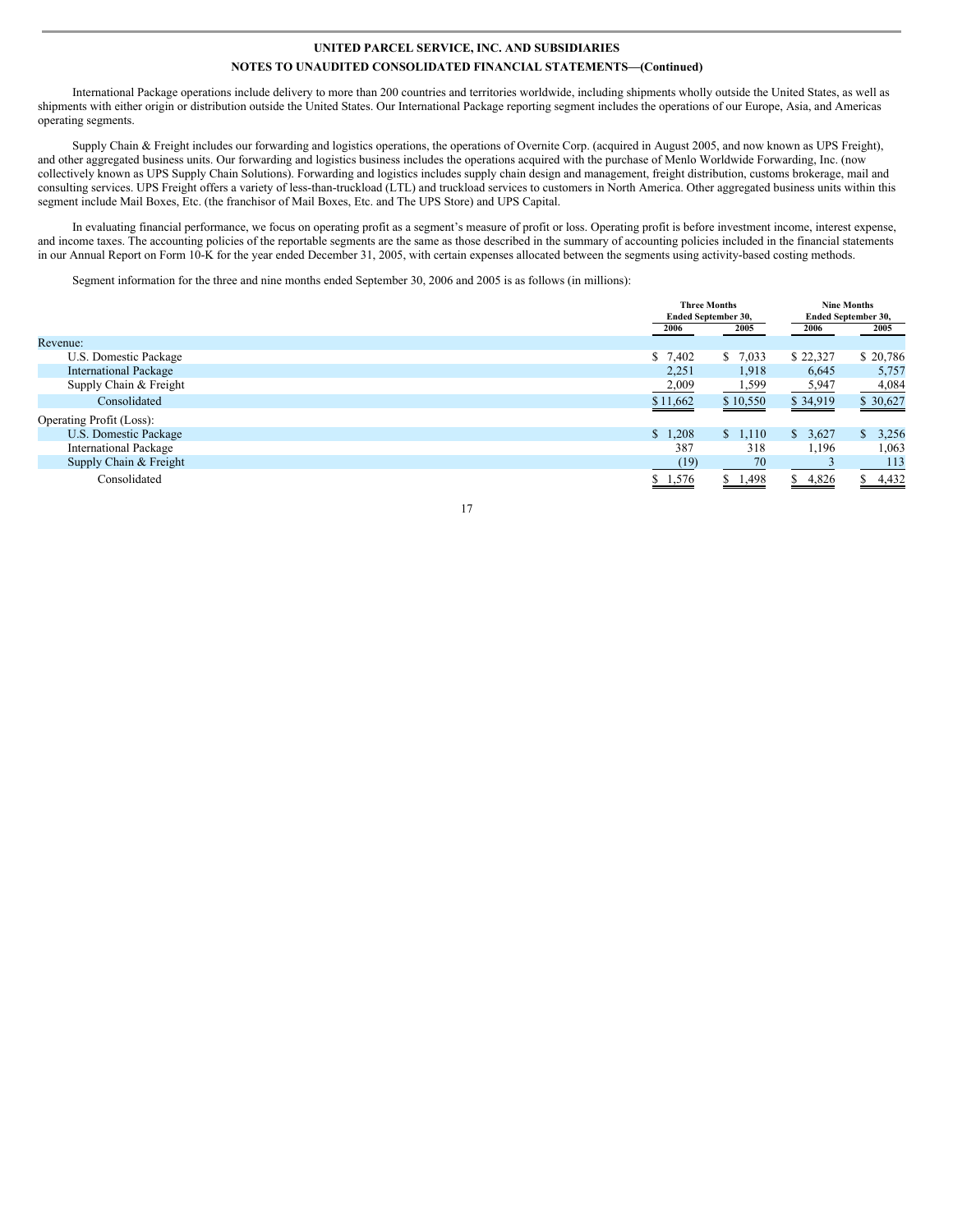International Package operations include delivery to more than 200 countries and territories worldwide, including shipments wholly outside the United States, as well as shipments with either origin or distribution outside the United States. Our International Package reporting segment includes the operations of our Europe, Asia, and Americas operating segments.

Supply Chain & Freight includes our forwarding and logistics operations, the operations of Overnite Corp. (acquired in August 2005, and now known as UPS Freight), and other aggregated business units. Our forwarding and logistics business includes the operations acquired with the purchase of Menlo Worldwide Forwarding, Inc. (now collectively known as UPS Supply Chain Solutions). Forwarding and logistics includes supply chain design and management, freight distribution, customs brokerage, mail and consulting services. UPS Freight offers a variety of less-than-truckload (LTL) and truckload services to customers in North America. Other aggregated business units within this segment include Mail Boxes, Etc. (the franchisor of Mail Boxes, Etc. and The UPS Store) and UPS Capital.

In evaluating financial performance, we focus on operating profit as a segment's measure of profit or loss. Operating profit is before investment income, interest expense, and income taxes. The accounting policies of the reportable segments are the same as those described in the summary of accounting policies included in the financial statements in our Annual Report on Form 10-K for the year ended December 31, 2005, with certain expenses allocated between the segments using activity-based costing methods.

Segment information for the three and nine months ended September 30, 2006 and 2005 is as follows (in millions):

| | Three Months Ended September 30, | | Nine Months Ended September 30, | |
|---|---|---|---|---|
| | 2006 | 2005 | 2006 | 2005 |
| Revenue: | | | | |
| U.S. Domestic Package | $ 7,402 | $ 7,033 | $ 22,327 | $ 20,786 |
| International Package | 2,251 | 1,918 | 6,645 | 5,757 |
| Supply Chain & Freight | 2,009 | 1,599 | 5,947 | 4,084 |
| Consolidated | $ 11,662 | $ 10,550 | $ 34,919 | $ 30,627 |
| Operating Profit (Loss): | | | | |
| U.S. Domestic Package | $ 1,208 | $ 1,110 | $ 3,627 | $ 3,256 |
| International Package | 387 | 318 | 1,196 | 1,063 |
| Supply Chain & Freight | (19) | 70 | 3 | 113 |
| Consolidated | $ 1,576 | $ 1,498 | $ 4,826 | $ 4,432 |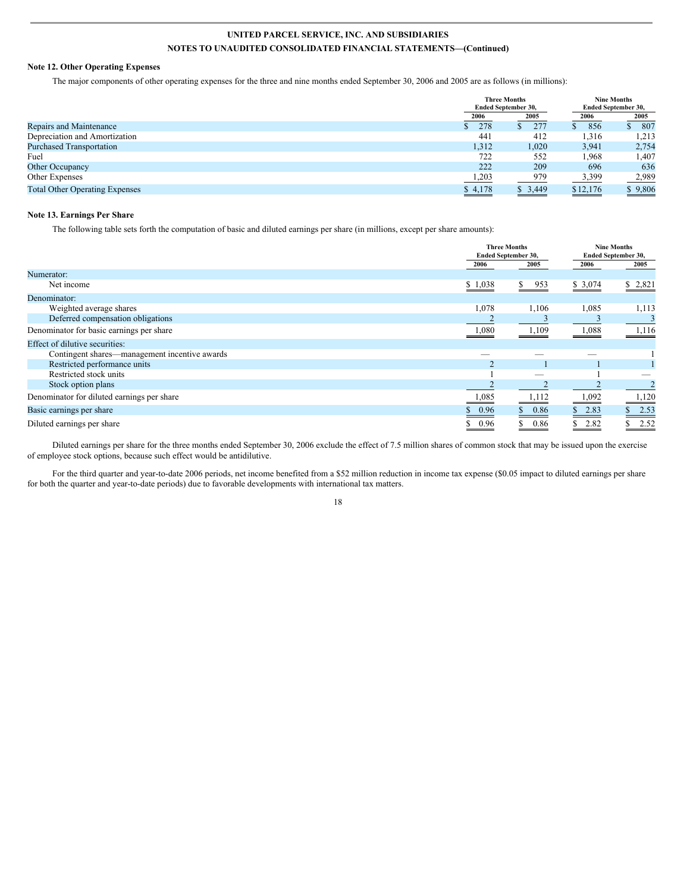**UNITED PARCEL SERVICE, INC. AND SUBSIDIARIES**

**NOTES TO UNAUDITED CONSOLIDATED FINANCIAL STATEMENTS—(Continued)**

### Note 12. Other Operating Expenses

The major components of other operating expenses for the three and nine months ended September 30, 2006 and 2005 are as follows (in millions):

| | Three Months Ended September 30, | | Nine Months Ended September 30, | |
|---|---|---|---|---|
| | 2006 | 2005 | 2006 | 2005 |
| Repairs and Maintenance | $ 278 | $ 277 | $ 856 | $ 807 |
| Depreciation and Amortization | 441 | 412 | 1,316 | 1,213 |
| Purchased Transportation | 1,312 | 1,020 | 3,941 | 2,754 |
| Fuel | 722 | 552 | 1,968 | 1,407 |
| Other Occupancy | 222 | 209 | 696 | 636 |
| Other Expenses | 1,203 | 979 | 3,399 | 2,989 |
| Total Other Operating Expenses | $ 4,178 | $ 3,449 | $12,176 | $ 9,806 |

### Note 13. Earnings Per Share

The following table sets forth the computation of basic and diluted earnings per share (in millions, except per share amounts):

| | Three Months Ended September 30, | | Nine Months Ended September 30, | |
|---|---|---|---|---|
| | 2006 | 2005 | 2006 | 2005 |
| Numerator: | | | | |
| Net income | $ 1,038 | $ 953 | $ 3,074 | $ 2,821 |
| Denominator: | | | | |
| Weighted average shares | 1,078 | 1,106 | 1,085 | 1,113 |
| Deferred compensation obligations | 2 | 3 | 3 | 3 |
| Denominator for basic earnings per share | 1,080 | 1,109 | 1,088 | 1,116 |
| Effect of dilutive securities: | | | | |
| Contingent shares—management incentive awards | — | — | — | 1 |
| Restricted performance units | 2 | 1 | 1 | 1 |
| Restricted stock units | 1 | — | 1 | — |
| Stock option plans | 2 | 2 | 2 | 2 |
| Denominator for diluted earnings per share | 1,085 | 1,112 | 1,092 | 1,120 |
| Basic earnings per share | $ 0.96 | $ 0.86 | $ 2.83 | $ 2.53 |
| Diluted earnings per share | $ 0.96 | $ 0.86 | $ 2.82 | $ 2.52 |

Diluted earnings per share for the three months ended September 30, 2006 exclude the effect of 7.5 million shares of common stock that may be issued upon the exercise of employee stock options, because such effect would be antidilutive.

For the third quarter and year-to-date 2006 periods, net income benefited from a $52 million reduction in income tax expense ($0.05 impact to diluted earnings per share for both the quarter and year-to-date periods) due to favorable developments with international tax matters.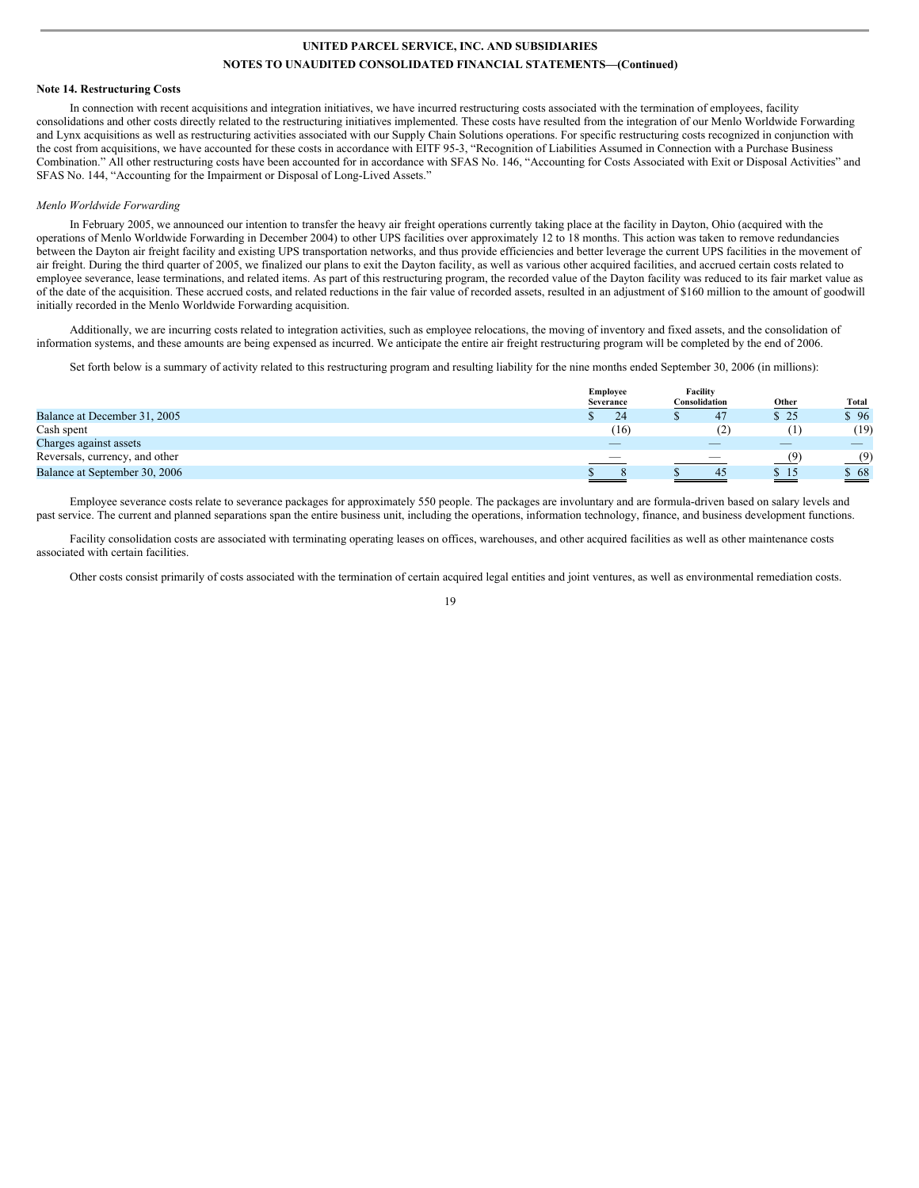## Note 14. Restructuring Costs

In connection with recent acquisitions and integration initiatives, we have incurred restructuring costs associated with the termination of employees, facility consolidations and other costs directly related to the restructuring initiatives implemented. These costs have resulted from the integration of our Menlo Worldwide Forwarding and Lynx acquisitions as well as restructuring activities associated with our Supply Chain Solutions operations. For specific restructuring costs recognized in conjunction with the cost from acquisitions, we have accounted for these costs in accordance with EITF 95-3, "Recognition of Liabilities Assumed in Connection with a Purchase Business Combination." All other restructuring costs have been accounted for in accordance with SFAS No. 146, "Accounting for Costs Associated with Exit or Disposal Activities" and SFAS No. 144, "Accounting for the Impairment or Disposal of Long-Lived Assets."

*Menlo Worldwide Forwarding*

In February 2005, we announced our intention to transfer the heavy air freight operations currently taking place at the facility in Dayton, Ohio (acquired with the operations of Menlo Worldwide Forwarding in December 2004) to other UPS facilities over approximately 12 to 18 months. This action was taken to remove redundancies between the Dayton air freight facility and existing UPS transportation networks, and thus provide efficiencies and better leverage the current UPS facilities in the movement of air freight. During the third quarter of 2005, we finalized our plans to exit the Dayton facility, as well as various other acquired facilities, and accrued certain costs related to employee severance, lease terminations, and related items. As part of this restructuring program, the recorded value of the Dayton facility was reduced to its fair market value as of the date of the acquisition. These accrued costs, and related reductions in the fair value of recorded assets, resulted in an adjustment of $160 million to the amount of goodwill initially recorded in the Menlo Worldwide Forwarding acquisition.

Additionally, we are incurring costs related to integration activities, such as employee relocations, the moving of inventory and fixed assets, and the consolidation of information systems, and these amounts are being expensed as incurred. We anticipate the entire air freight restructuring program will be completed by the end of 2006.

Set forth below is a summary of activity related to this restructuring program and resulting liability for the nine months ended September 30, 2006 (in millions):

| | Employee Severance | Facility Consolidation | Other | Total |
|---|---|---|---|---|
| Balance at December 31, 2005 | $ 24 | $ 47 | $ 25 | $ 96 |
| Cash spent | (16) | (2) | (1) | (19) |
| Charges against assets | — | — | — | — |
| Reversals, currency, and other | — | — | (9) | (9) |
| Balance at September 30, 2006 | $ 8 | $ 45 | $ 15 | $ 68 |

Employee severance costs relate to severance packages for approximately 550 people. The packages are involuntary and are formula-driven based on salary levels and past service. The current and planned separations span the entire business unit, including the operations, information technology, finance, and business development functions.

Facility consolidation costs are associated with terminating operating leases on offices, warehouses, and other acquired facilities as well as other maintenance costs associated with certain facilities.

Other costs consist primarily of costs associated with the termination of certain acquired legal entities and joint ventures, as well as environmental remediation costs.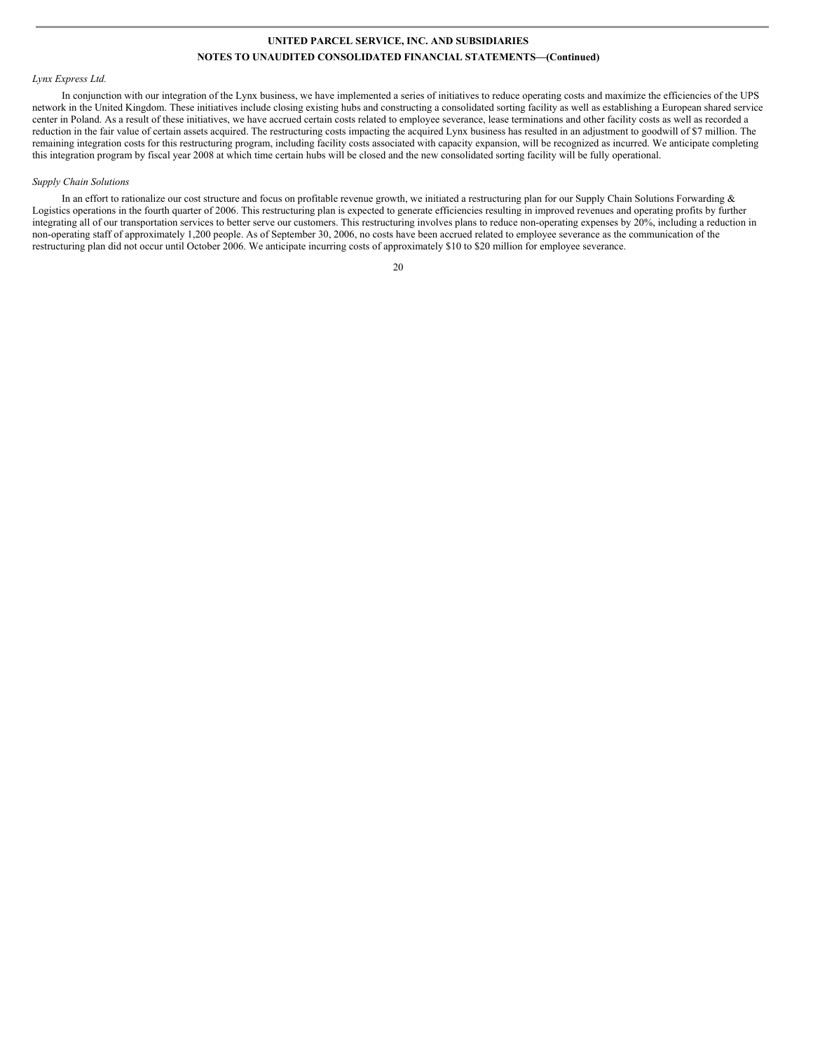*Lynx Express Ltd.*

In conjunction with our integration of the Lynx business, we have implemented a series of initiatives to reduce operating costs and maximize the efficiencies of the UPS network in the United Kingdom. These initiatives include closing existing hubs and constructing a consolidated sorting facility as well as establishing a European shared service center in Poland. As a result of these initiatives, we have accrued certain costs related to employee severance, lease terminations and other facility costs as well as recorded a reduction in the fair value of certain assets acquired. The restructuring costs impacting the acquired Lynx business has resulted in an adjustment to goodwill of $7 million. The remaining integration costs for this restructuring program, including facility costs associated with capacity expansion, will be recognized as incurred. We anticipate completing this integration program by fiscal year 2008 at which time certain hubs will be closed and the new consolidated sorting facility will be fully operational.

*Supply Chain Solutions*

In an effort to rationalize our cost structure and focus on profitable revenue growth, we initiated a restructuring plan for our Supply Chain Solutions Forwarding & Logistics operations in the fourth quarter of 2006. This restructuring plan is expected to generate efficiencies resulting in improved revenues and operating profits by further integrating all of our transportation services to better serve our customers. This restructuring involves plans to reduce non-operating expenses by 20%, including a reduction in non-operating staff of approximately 1,200 people. As of September 30, 2006, no costs have been accrued related to employee severance as the communication of the restructuring plan did not occur until October 2006. We anticipate incurring costs of approximately $10 to $20 million for employee severance.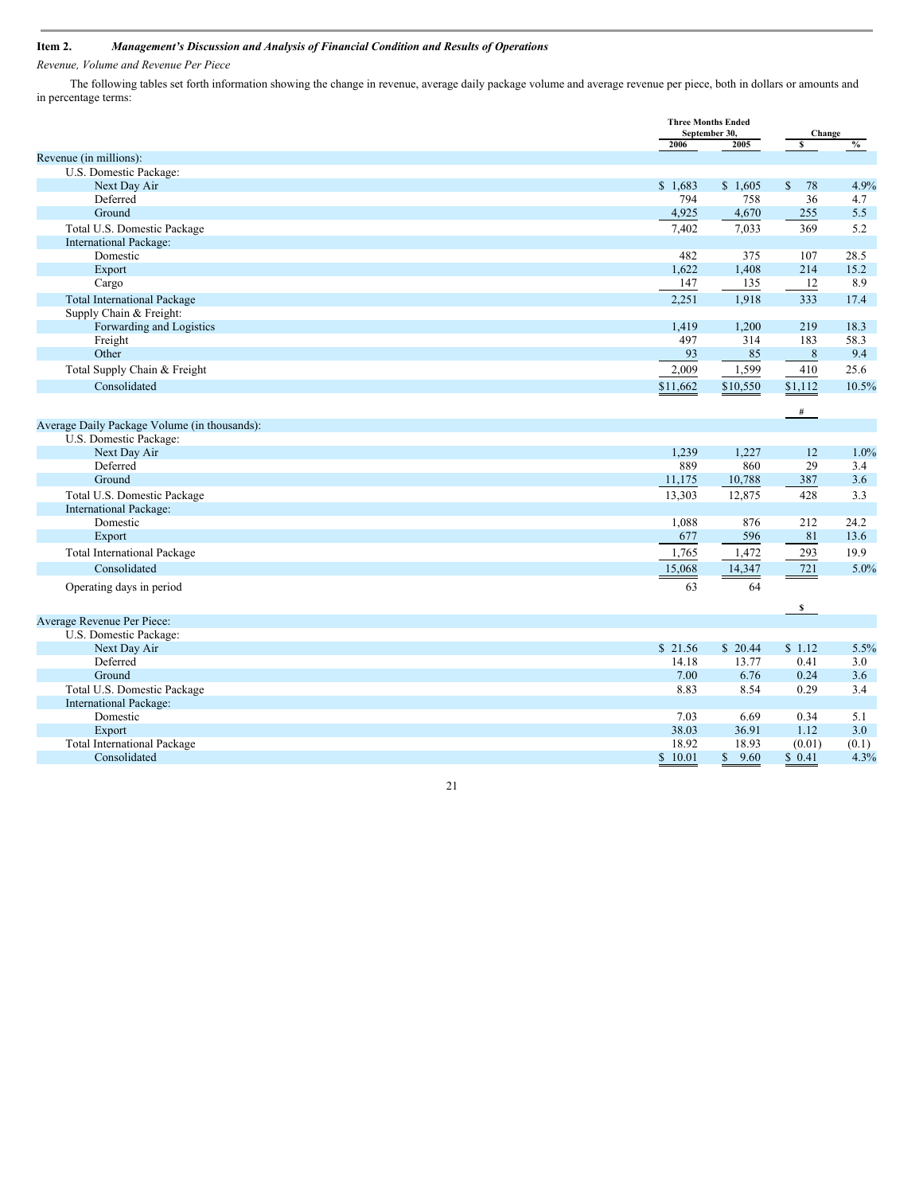**Item 2.** ***Management's Discussion and Analysis of Financial Condition and Results of Operations***

*Revenue, Volume and Revenue Per Piece*

The following tables set forth information showing the change in revenue, average daily package volume and average revenue per piece, both in dollars or amounts and in percentage terms:

| | Three Months Ended September 30, | | Change | |
|---|---|---|---|---|
| | 2006 | 2005 | $ | % |
| Revenue (in millions): | | | | |
| U.S. Domestic Package: | | | | |
| Next Day Air | $ 1,683 | $ 1,605 | $ 78 | 4.9% |
| Deferred | 794 | 758 | 36 | 4.7 |
| Ground | 4,925 | 4,670 | 255 | 5.5 |
| Total U.S. Domestic Package | 7,402 | 7,033 | 369 | 5.2 |
| International Package: | | | | |
| Domestic | 482 | 375 | 107 | 28.5 |
| Export | 1,622 | 1,408 | 214 | 15.2 |
| Cargo | 147 | 135 | 12 | 8.9 |
| Total International Package | 2,251 | 1,918 | 333 | 17.4 |
| Supply Chain & Freight: | | | | |
| Forwarding and Logistics | 1,419 | 1,200 | 219 | 18.3 |
| Freight | 497 | 314 | 183 | 58.3 |
| Other | 93 | 85 | 8 | 9.4 |
| Total Supply Chain & Freight | 2,009 | 1,599 | 410 | 25.6 |
| Consolidated | $11,662 | $10,550 | $1,112 | 10.5% |
| | | | # | |
| Average Daily Package Volume (in thousands): | | | | |
| U.S. Domestic Package: | | | | |
| Next Day Air | 1,239 | 1,227 | 12 | 1.0% |
| Deferred | 889 | 860 | 29 | 3.4 |
| Ground | 11,175 | 10,788 | 387 | 3.6 |
| Total U.S. Domestic Package | 13,303 | 12,875 | 428 | 3.3 |
| International Package: | | | | |
| Domestic | 1,088 | 876 | 212 | 24.2 |
| Export | 677 | 596 | 81 | 13.6 |
| Total International Package | 1,765 | 1,472 | 293 | 19.9 |
| Consolidated | 15,068 | 14,347 | 721 | 5.0% |
| Operating days in period | 63 | 64 | | |
| | | | $ | |
| Average Revenue Per Piece: | | | | |
| U.S. Domestic Package: | | | | |
| Next Day Air | $ 21.56 | $ 20.44 | $ 1.12 | 5.5% |
| Deferred | 14.18 | 13.77 | 0.41 | 3.0 |
| Ground | 7.00 | 6.76 | 0.24 | 3.6 |
| Total U.S. Domestic Package | 8.83 | 8.54 | 0.29 | 3.4 |
| International Package: | | | | |
| Domestic | 7.03 | 6.69 | 0.34 | 5.1 |
| Export | 38.03 | 36.91 | 1.12 | 3.0 |
| Total International Package | 18.92 | 18.93 | (0.01) | (0.1) |
| Consolidated | $ 10.01 | $ 9.60 | $ 0.41 | 4.3% |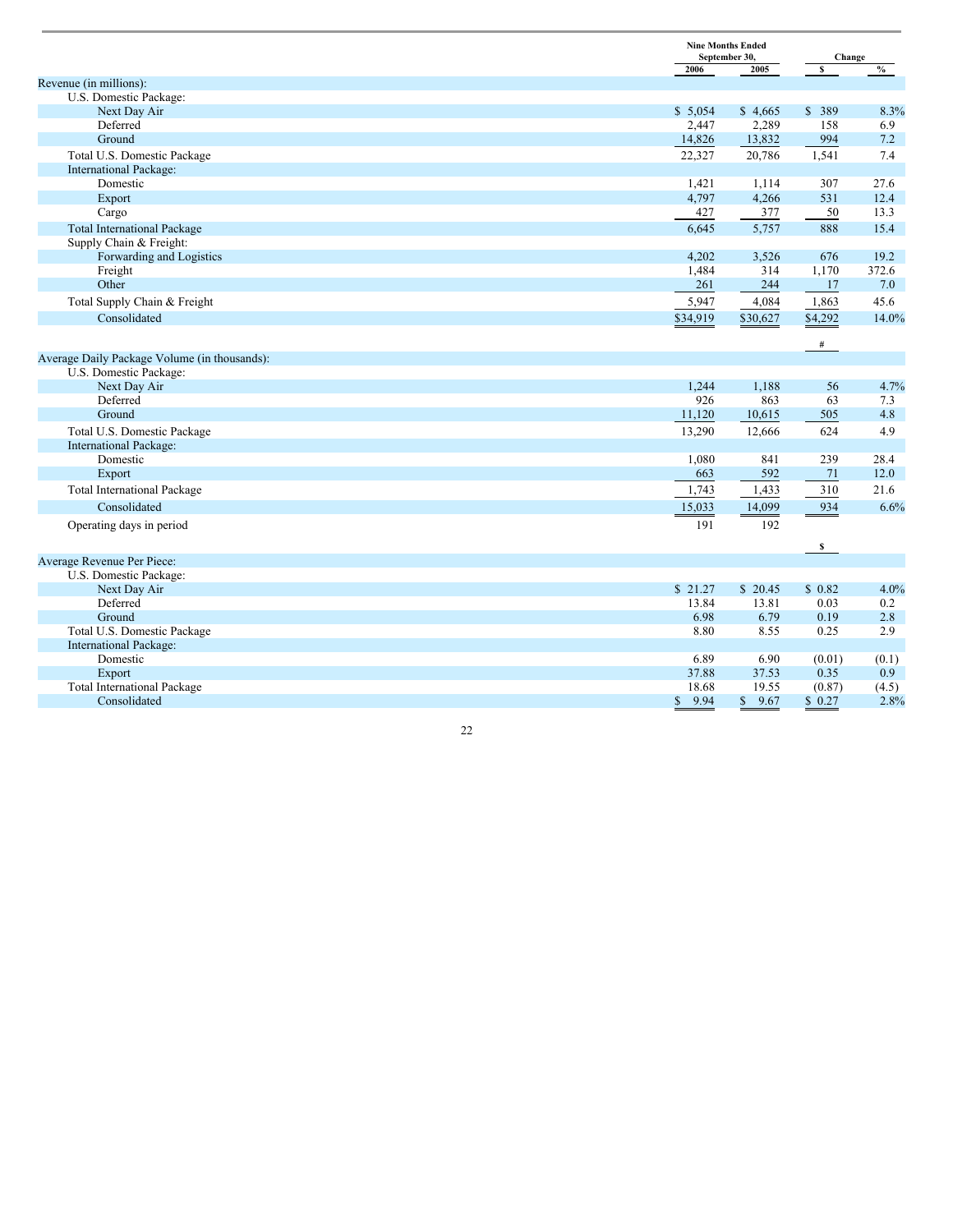| | Nine Months Ended September 30, | | Change | |
|---|---|---|---|---|
| | 2006 | 2005 | $ | % |
| Revenue (in millions): | | | | |
| U.S. Domestic Package: | | | | |
| Next Day Air | $ 5,054 | $ 4,665 | $ 389 | 8.3% |
| Deferred | 2,447 | 2,289 | 158 | 6.9 |
| Ground | 14,826 | 13,832 | 994 | 7.2 |
| Total U.S. Domestic Package | 22,327 | 20,786 | 1,541 | 7.4 |
| International Package: | | | | |
| Domestic | 1,421 | 1,114 | 307 | 27.6 |
| Export | 4,797 | 4,266 | 531 | 12.4 |
| Cargo | 427 | 377 | 50 | 13.3 |
| Total International Package | 6,645 | 5,757 | 888 | 15.4 |
| Supply Chain & Freight: | | | | |
| Forwarding and Logistics | 4,202 | 3,526 | 676 | 19.2 |
| Freight | 1,484 | 314 | 1,170 | 372.6 |
| Other | 261 | 244 | 17 | 7.0 |
| Total Supply Chain & Freight | 5,947 | 4,084 | 1,863 | 45.6 |
| Consolidated | $34,919 | $30,627 | $4,292 | 14.0% |
| | | | # | |
| Average Daily Package Volume (in thousands): | | | | |
| U.S. Domestic Package: | | | | |
| Next Day Air | 1,244 | 1,188 | 56 | 4.7% |
| Deferred | 926 | 863 | 63 | 7.3 |
| Ground | 11,120 | 10,615 | 505 | 4.8 |
| Total U.S. Domestic Package | 13,290 | 12,666 | 624 | 4.9 |
| International Package: | | | | |
| Domestic | 1,080 | 841 | 239 | 28.4 |
| Export | 663 | 592 | 71 | 12.0 |
| Total International Package | 1,743 | 1,433 | 310 | 21.6 |
| Consolidated | 15,033 | 14,099 | 934 | 6.6% |
| Operating days in period | 191 | 192 | | |
| | | | $ | |
| Average Revenue Per Piece: | | | | |
| U.S. Domestic Package: | | | | |
| Next Day Air | $ 21.27 | $ 20.45 | $ 0.82 | 4.0% |
| Deferred | 13.84 | 13.81 | 0.03 | 0.2 |
| Ground | 6.98 | 6.79 | 0.19 | 2.8 |
| Total U.S. Domestic Package | 8.80 | 8.55 | 0.25 | 2.9 |
| International Package: | | | | |
| Domestic | 6.89 | 6.90 | (0.01) | (0.1) |
| Export | 37.88 | 37.53 | 0.35 | 0.9 |
| Total International Package | 18.68 | 19.55 | (0.87) | (4.5) |
| Consolidated | $ 9.94 | $ 9.67 | $ 0.27 | 2.8% |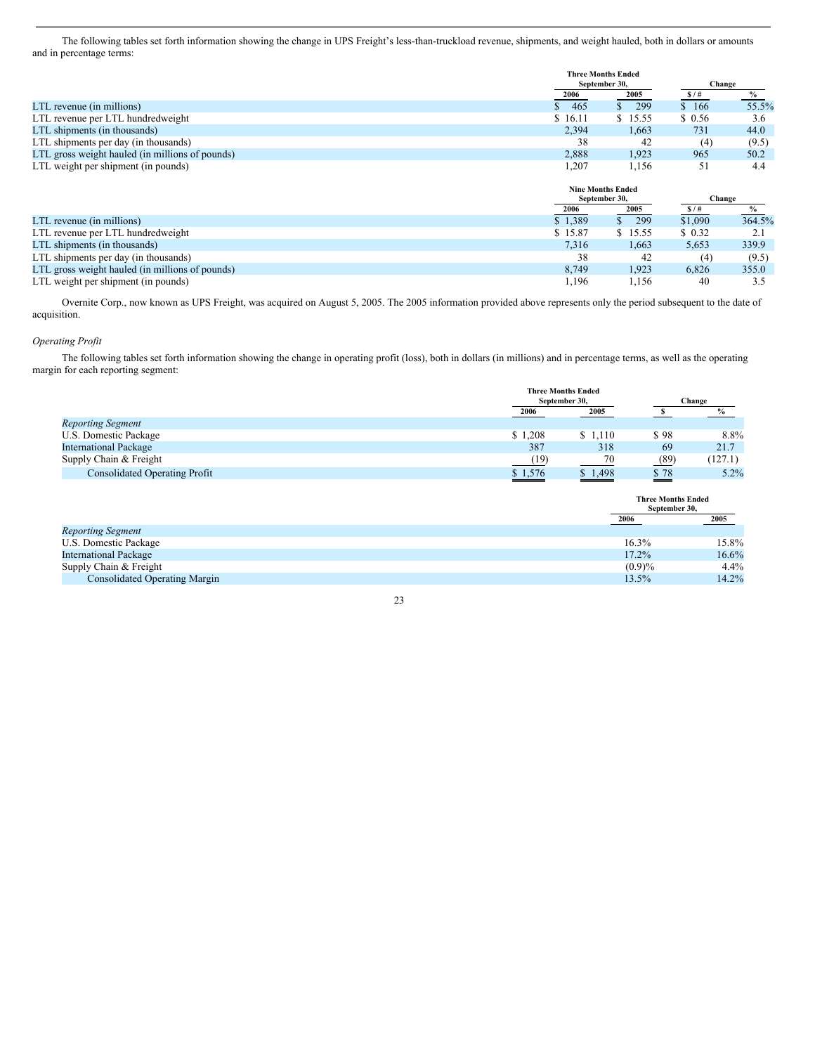The following tables set forth information showing the change in UPS Freight's less-than-truckload revenue, shipments, and weight hauled, both in dollars or amounts and in percentage terms:

| | Three Months Ended September 30, | | Change | |
|---|---|---|---|---|
| | 2006 | 2005 | $ / # | % |
| LTL revenue (in millions) | $ 465 | $ 299 | $ 166 | 55.5% |
| LTL revenue per LTL hundredweight | $ 16.11 | $ 15.55 | $ 0.56 | 3.6 |
| LTL shipments (in thousands) | 2,394 | 1,663 | 731 | 44.0 |
| LTL shipments per day (in thousands) | 38 | 42 | (4) | (9.5) |
| LTL gross weight hauled (in millions of pounds) | 2,888 | 1,923 | 965 | 50.2 |
| LTL weight per shipment (in pounds) | 1,207 | 1,156 | 51 | 4.4 |

| | Nine Months Ended September 30, | | Change | |
|---|---|---|---|---|
| | 2006 | 2005 | $ / # | % |
| LTL revenue (in millions) | $ 1,389 | $ 299 | $1,090 | 364.5% |
| LTL revenue per LTL hundredweight | $ 15.87 | $ 15.55 | $ 0.32 | 2.1 |
| LTL shipments (in thousands) | 7,316 | 1,663 | 5,653 | 339.9 |
| LTL shipments per day (in thousands) | 38 | 42 | (4) | (9.5) |
| LTL gross weight hauled (in millions of pounds) | 8,749 | 1,923 | 6,826 | 355.0 |
| LTL weight per shipment (in pounds) | 1,196 | 1,156 | 40 | 3.5 |

Overnite Corp., now known as UPS Freight, was acquired on August 5, 2005. The 2005 information provided above represents only the period subsequent to the date of acquisition.

*Operating Profit*

The following tables set forth information showing the change in operating profit (loss), both in dollars (in millions) and in percentage terms, as well as the operating margin for each reporting segment:

| | Three Months Ended September 30, | | Change | |
|---|---|---|---|---|
| | 2006 | 2005 | $ | % |
| *Reporting Segment* | | | | |
| U.S. Domestic Package | $ 1,208 | $ 1,110 | $ 98 | 8.8% |
| International Package | 387 | 318 | 69 | 21.7 |
| Supply Chain & Freight | (19) | 70 | (89) | (127.1) |
| Consolidated Operating Profit | $ 1,576 | $ 1,498 | $ 78 | 5.2% |

| | Three Months Ended September 30, | |
|---|---|---|
| | 2006 | 2005 |
| *Reporting Segment* | | |
| U.S. Domestic Package | 16.3% | 15.8% |
| International Package | 17.2% | 16.6% |
| Supply Chain & Freight | (0.9)% | 4.4% |
| Consolidated Operating Margin | 13.5% | 14.2% |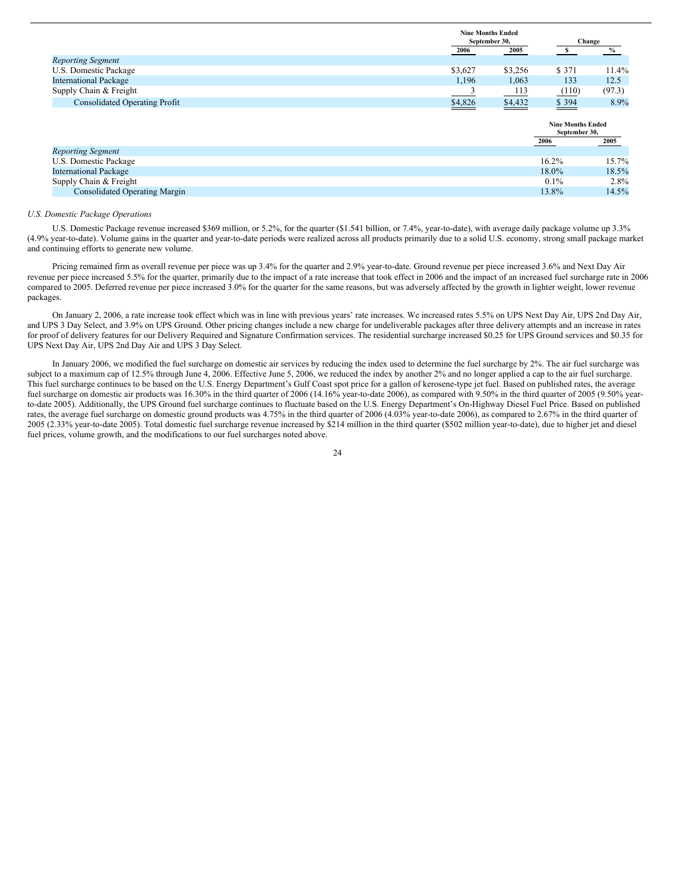| | Nine Months Ended September 30, | | Change | |
|---|---|---|---|---|
| | 2006 | 2005 | $ | % |
| *Reporting Segment* | | | | |
| U.S. Domestic Package | $3,627 | $3,256 | $ 371 | 11.4% |
| International Package | 1,196 | 1,063 | 133 | 12.5 |
| Supply Chain & Freight | 3 | 113 | (110) | (97.3) |
| Consolidated Operating Profit | $4,826 | $4,432 | $ 394 | 8.9% |

| | Nine Months Ended September 30, | |
|---|---|---|
| | 2006 | 2005 |
| *Reporting Segment* | | |
| U.S. Domestic Package | 16.2% | 15.7% |
| International Package | 18.0% | 18.5% |
| Supply Chain & Freight | 0.1% | 2.8% |
| Consolidated Operating Margin | 13.8% | 14.5% |

*U.S. Domestic Package Operations*

U.S. Domestic Package revenue increased $369 million, or 5.2%, for the quarter ($1.541 billion, or 7.4%, year-to-date), with average daily package volume up 3.3% (4.9% year-to-date). Volume gains in the quarter and year-to-date periods were realized across all products primarily due to a solid U.S. economy, strong small package market and continuing efforts to generate new volume.

Pricing remained firm as overall revenue per piece was up 3.4% for the quarter and 2.9% year-to-date. Ground revenue per piece increased 3.6% and Next Day Air revenue per piece increased 5.5% for the quarter, primarily due to the impact of a rate increase that took effect in 2006 and the impact of an increased fuel surcharge rate in 2006 compared to 2005. Deferred revenue per piece increased 3.0% for the quarter for the same reasons, but was adversely affected by the growth in lighter weight, lower revenue packages.

On January 2, 2006, a rate increase took effect which was in line with previous years' rate increases. We increased rates 5.5% on UPS Next Day Air, UPS 2nd Day Air, and UPS 3 Day Select, and 3.9% on UPS Ground. Other pricing changes include a new charge for undeliverable packages after three delivery attempts and an increase in rates for proof of delivery features for our Delivery Required and Signature Confirmation services. The residential surcharge increased $0.25 for UPS Ground services and $0.35 for UPS Next Day Air, UPS 2nd Day Air and UPS 3 Day Select.

In January 2006, we modified the fuel surcharge on domestic air services by reducing the index used to determine the fuel surcharge by 2%. The air fuel surcharge was subject to a maximum cap of 12.5% through June 4, 2006. Effective June 5, 2006, we reduced the index by another 2% and no longer applied a cap to the air fuel surcharge. This fuel surcharge continues to be based on the U.S. Energy Department's Gulf Coast spot price for a gallon of kerosene-type jet fuel. Based on published rates, the average fuel surcharge on domestic air products was 16.30% in the third quarter of 2006 (14.16% year-to-date 2006), as compared with 9.50% in the third quarter of 2005 (9.50% year-to-date 2005). Additionally, the UPS Ground fuel surcharge continues to fluctuate based on the U.S. Energy Department's On-Highway Diesel Fuel Price. Based on published rates, the average fuel surcharge on domestic ground products was 4.75% in the third quarter of 2006 (4.03% year-to-date 2006), as compared to 2.67% in the third quarter of 2005 (2.33% year-to-date 2005). Total domestic fuel surcharge revenue increased by $214 million in the third quarter ($502 million year-to-date), due to higher jet and diesel fuel prices, volume growth, and the modifications to our fuel surcharges noted above.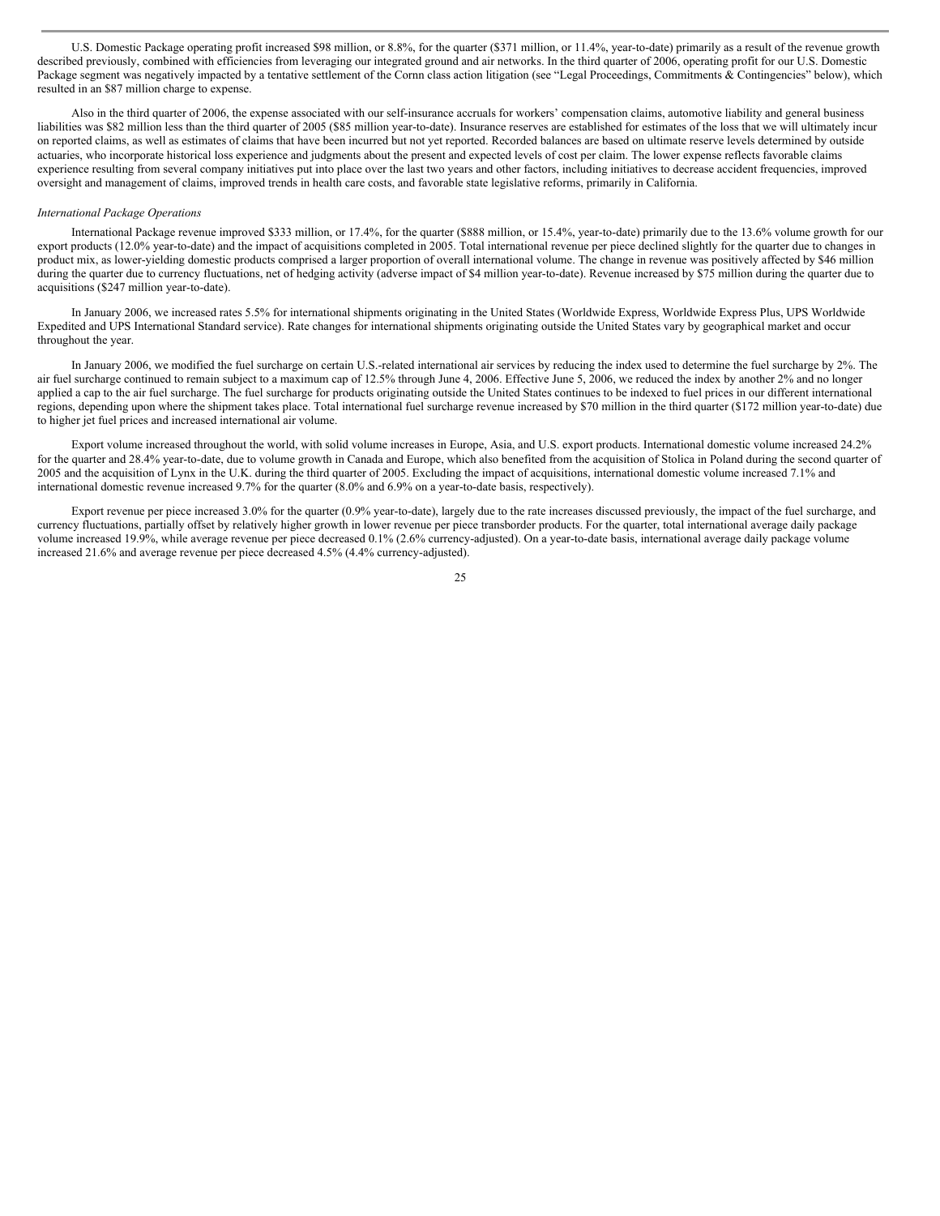U.S. Domestic Package operating profit increased $98 million, or 8.8%, for the quarter ($371 million, or 11.4%, year-to-date) primarily as a result of the revenue growth described previously, combined with efficiencies from leveraging our integrated ground and air networks. In the third quarter of 2006, operating profit for our U.S. Domestic Package segment was negatively impacted by a tentative settlement of the Cornn class action litigation (see "Legal Proceedings, Commitments & Contingencies" below), which resulted in an $87 million charge to expense.

Also in the third quarter of 2006, the expense associated with our self-insurance accruals for workers' compensation claims, automotive liability and general business liabilities was $82 million less than the third quarter of 2005 ($85 million year-to-date). Insurance reserves are established for estimates of the loss that we will ultimately incur on reported claims, as well as estimates of claims that have been incurred but not yet reported. Recorded balances are based on ultimate reserve levels determined by outside actuaries, who incorporate historical loss experience and judgments about the present and expected levels of cost per claim. The lower expense reflects favorable claims experience resulting from several company initiatives put into place over the last two years and other factors, including initiatives to decrease accident frequencies, improved oversight and management of claims, improved trends in health care costs, and favorable state legislative reforms, primarily in California.

*International Package Operations*

International Package revenue improved $333 million, or 17.4%, for the quarter ($888 million, or 15.4%, year-to-date) primarily due to the 13.6% volume growth for our export products (12.0% year-to-date) and the impact of acquisitions completed in 2005. Total international revenue per piece declined slightly for the quarter due to changes in product mix, as lower-yielding domestic products comprised a larger proportion of overall international volume. The change in revenue was positively affected by $46 million during the quarter due to currency fluctuations, net of hedging activity (adverse impact of $4 million year-to-date). Revenue increased by $75 million during the quarter due to acquisitions ($247 million year-to-date).

In January 2006, we increased rates 5.5% for international shipments originating in the United States (Worldwide Express, Worldwide Express Plus, UPS Worldwide Expedited and UPS International Standard service). Rate changes for international shipments originating outside the United States vary by geographical market and occur throughout the year.

In January 2006, we modified the fuel surcharge on certain U.S.-related international air services by reducing the index used to determine the fuel surcharge by 2%. The air fuel surcharge continued to remain subject to a maximum cap of 12.5% through June 4, 2006. Effective June 5, 2006, we reduced the index by another 2% and no longer applied a cap to the air fuel surcharge. The fuel surcharge for products originating outside the United States continues to be indexed to fuel prices in our different international regions, depending upon where the shipment takes place. Total international fuel surcharge revenue increased by $70 million in the third quarter ($172 million year-to-date) due to higher jet fuel prices and increased international air volume.

Export volume increased throughout the world, with solid volume increases in Europe, Asia, and U.S. export products. International domestic volume increased 24.2% for the quarter and 28.4% year-to-date, due to volume growth in Canada and Europe, which also benefited from the acquisition of Stolica in Poland during the second quarter of 2005 and the acquisition of Lynx in the U.K. during the third quarter of 2005. Excluding the impact of acquisitions, international domestic volume increased 7.1% and international domestic revenue increased 9.7% for the quarter (8.0% and 6.9% on a year-to-date basis, respectively).

Export revenue per piece increased 3.0% for the quarter (0.9% year-to-date), largely due to the rate increases discussed previously, the impact of the fuel surcharge, and currency fluctuations, partially offset by relatively higher growth in lower revenue per piece transborder products. For the quarter, total international average daily package volume increased 19.9%, while average revenue per piece decreased 0.1% (2.6% currency-adjusted). On a year-to-date basis, international average daily package volume increased 21.6% and average revenue per piece decreased 4.5% (4.4% currency-adjusted).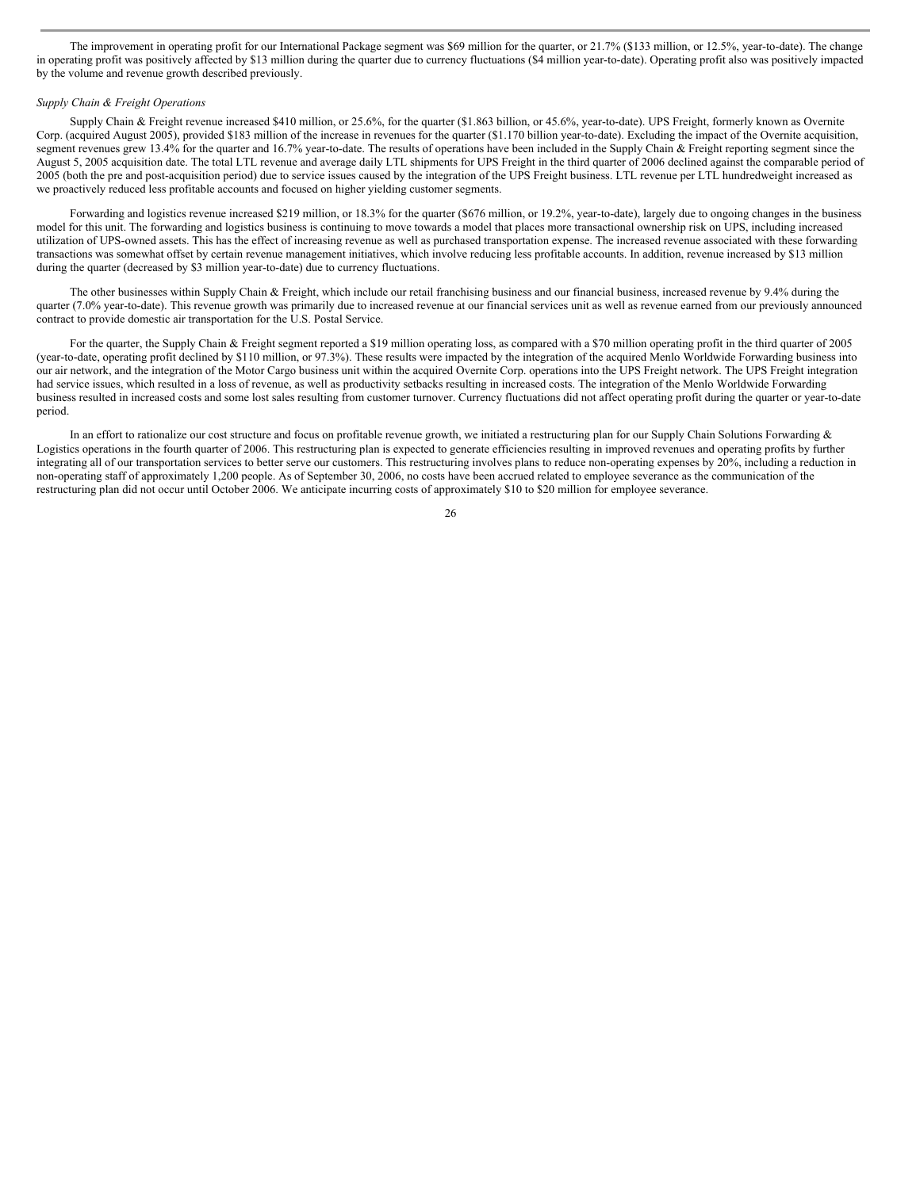The improvement in operating profit for our International Package segment was $69 million for the quarter, or 21.7% ($133 million, or 12.5%, year-to-date). The change in operating profit was positively affected by $13 million during the quarter due to currency fluctuations ($4 million year-to-date). Operating profit also was positively impacted by the volume and revenue growth described previously.

*Supply Chain & Freight Operations*

Supply Chain & Freight revenue increased $410 million, or 25.6%, for the quarter ($1.863 billion, or 45.6%, year-to-date). UPS Freight, formerly known as Overnite Corp. (acquired August 2005), provided $183 million of the increase in revenues for the quarter ($1.170 billion year-to-date). Excluding the impact of the Overnite acquisition, segment revenues grew 13.4% for the quarter and 16.7% year-to-date. The results of operations have been included in the Supply Chain & Freight reporting segment since the August 5, 2005 acquisition date. The total LTL revenue and average daily LTL shipments for UPS Freight in the third quarter of 2006 declined against the comparable period of 2005 (both the pre and post-acquisition period) due to service issues caused by the integration of the UPS Freight business. LTL revenue per LTL hundredweight increased as we proactively reduced less profitable accounts and focused on higher yielding customer segments.

Forwarding and logistics revenue increased $219 million, or 18.3% for the quarter ($676 million, or 19.2%, year-to-date), largely due to ongoing changes in the business model for this unit. The forwarding and logistics business is continuing to move towards a model that places more transactional ownership risk on UPS, including increased utilization of UPS-owned assets. This has the effect of increasing revenue as well as purchased transportation expense. The increased revenue associated with these forwarding transactions was somewhat offset by certain revenue management initiatives, which involve reducing less profitable accounts. In addition, revenue increased by $13 million during the quarter (decreased by $3 million year-to-date) due to currency fluctuations.

The other businesses within Supply Chain & Freight, which include our retail franchising business and our financial business, increased revenue by 9.4% during the quarter (7.0% year-to-date). This revenue growth was primarily due to increased revenue at our financial services unit as well as revenue earned from our previously announced contract to provide domestic air transportation for the U.S. Postal Service.

For the quarter, the Supply Chain & Freight segment reported a $19 million operating loss, as compared with a $70 million operating profit in the third quarter of 2005 (year-to-date, operating profit declined by $110 million, or 97.3%). These results were impacted by the integration of the acquired Menlo Worldwide Forwarding business into our air network, and the integration of the Motor Cargo business unit within the acquired Overnite Corp. operations into the UPS Freight network. The UPS Freight integration had service issues, which resulted in a loss of revenue, as well as productivity setbacks resulting in increased costs. The integration of the Menlo Worldwide Forwarding business resulted in increased costs and some lost sales resulting from customer turnover. Currency fluctuations did not affect operating profit during the quarter or year-to-date period.

In an effort to rationalize our cost structure and focus on profitable revenue growth, we initiated a restructuring plan for our Supply Chain Solutions Forwarding & Logistics operations in the fourth quarter of 2006. This restructuring plan is expected to generate efficiencies resulting in improved revenues and operating profits by further integrating all of our transportation services to better serve our customers. This restructuring involves plans to reduce non-operating expenses by 20%, including a reduction in non-operating staff of approximately 1,200 people. As of September 30, 2006, no costs have been accrued related to employee severance as the communication of the restructuring plan did not occur until October 2006. We anticipate incurring costs of approximately $10 to $20 million for employee severance.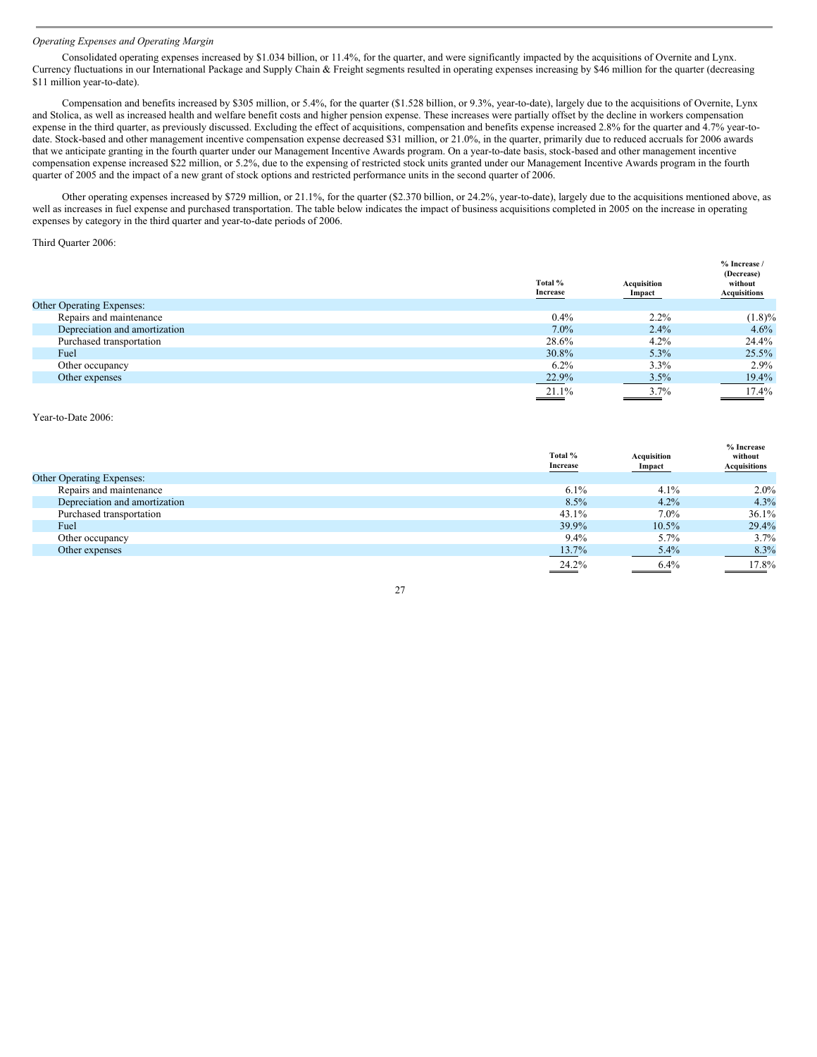*Operating Expenses and Operating Margin*

Consolidated operating expenses increased by $1.034 billion, or 11.4%, for the quarter, and were significantly impacted by the acquisitions of Overnite and Lynx. Currency fluctuations in our International Package and Supply Chain & Freight segments resulted in operating expenses increasing by $46 million for the quarter (decreasing $11 million year-to-date).

Compensation and benefits increased by $305 million, or 5.4%, for the quarter ($1.528 billion, or 9.3%, year-to-date), largely due to the acquisitions of Overnite, Lynx and Stolica, as well as increased health and welfare benefit costs and higher pension expense. These increases were partially offset by the decline in workers compensation expense in the third quarter, as previously discussed. Excluding the effect of acquisitions, compensation and benefits expense increased 2.8% for the quarter and 4.7% year-to-date. Stock-based and other management incentive compensation expense decreased $31 million, or 21.0%, in the quarter, primarily due to reduced accruals for 2006 awards that we anticipate granting in the fourth quarter under our Management Incentive Awards program. On a year-to-date basis, stock-based and other management incentive compensation expense increased $22 million, or 5.2%, due to the expensing of restricted stock units granted under our Management Incentive Awards program in the fourth quarter of 2005 and the impact of a new grant of stock options and restricted performance units in the second quarter of 2006.

Other operating expenses increased by $729 million, or 21.1%, for the quarter ($2.370 billion, or 24.2%, year-to-date), largely due to the acquisitions mentioned above, as well as increases in fuel expense and purchased transportation. The table below indicates the impact of business acquisitions completed in 2005 on the increase in operating expenses by category in the third quarter and year-to-date periods of 2006.

Third Quarter 2006:

| | Total % Increase | Acquisition Impact | % Increase / (Decrease) without Acquisitions |
|---|---|---|---|
| Other Operating Expenses: | | | |
| Repairs and maintenance | 0.4% | 2.2% | (1.8)% |
| Depreciation and amortization | 7.0% | 2.4% | 4.6% |
| Purchased transportation | 28.6% | 4.2% | 24.4% |
| Fuel | 30.8% | 5.3% | 25.5% |
| Other occupancy | 6.2% | 3.3% | 2.9% |
| Other expenses | 22.9% | 3.5% | 19.4% |
| | 21.1% | 3.7% | 17.4% |

Year-to-Date 2006:

| | Total % Increase | Acquisition Impact | % Increase without Acquisitions |
|---|---|---|---|
| Other Operating Expenses: | | | |
| Repairs and maintenance | 6.1% | 4.1% | 2.0% |
| Depreciation and amortization | 8.5% | 4.2% | 4.3% |
| Purchased transportation | 43.1% | 7.0% | 36.1% |
| Fuel | 39.9% | 10.5% | 29.4% |
| Other occupancy | 9.4% | 5.7% | 3.7% |
| Other expenses | 13.7% | 5.4% | 8.3% |
| | 24.2% | 6.4% | 17.8% |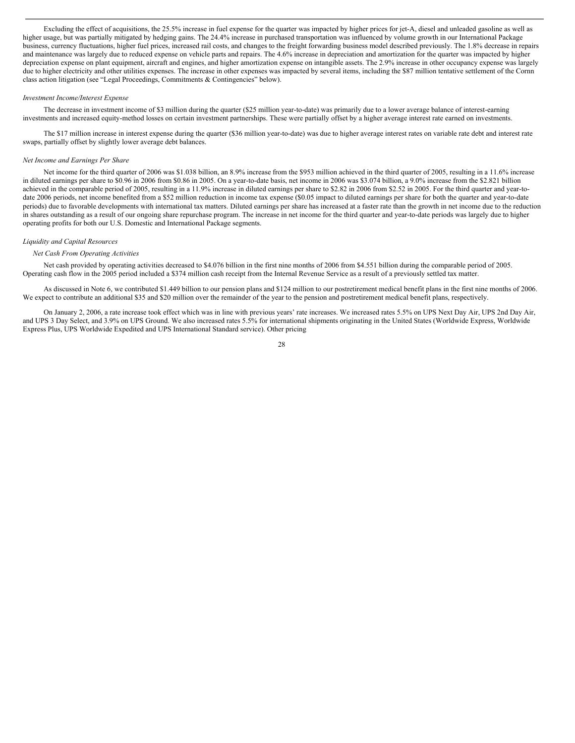Excluding the effect of acquisitions, the 25.5% increase in fuel expense for the quarter was impacted by higher prices for jet-A, diesel and unleaded gasoline as well as higher usage, but was partially mitigated by hedging gains. The 24.4% increase in purchased transportation was influenced by volume growth in our International Package business, currency fluctuations, higher fuel prices, increased rail costs, and changes to the freight forwarding business model described previously. The 1.8% decrease in repairs and maintenance was largely due to reduced expense on vehicle parts and repairs. The 4.6% increase in depreciation and amortization for the quarter was impacted by higher depreciation expense on plant equipment, aircraft and engines, and higher amortization expense on intangible assets. The 2.9% increase in other occupancy expense was largely due to higher electricity and other utilities expenses. The increase in other expenses was impacted by several items, including the $87 million tentative settlement of the Cornn class action litigation (see "Legal Proceedings, Commitments & Contingencies" below).

*Investment Income/Interest Expense*

The decrease in investment income of $3 million during the quarter ($25 million year-to-date) was primarily due to a lower average balance of interest-earning investments and increased equity-method losses on certain investment partnerships. These were partially offset by a higher average interest rate earned on investments.

The $17 million increase in interest expense during the quarter ($36 million year-to-date) was due to higher average interest rates on variable rate debt and interest rate swaps, partially offset by slightly lower average debt balances.

*Net Income and Earnings Per Share*

Net income for the third quarter of 2006 was $1.038 billion, an 8.9% increase from the $953 million achieved in the third quarter of 2005, resulting in a 11.6% increase in diluted earnings per share to $0.96 in 2006 from $0.86 in 2005. On a year-to-date basis, net income in 2006 was $3.074 billion, a 9.0% increase from the $2.821 billion achieved in the comparable period of 2005, resulting in a 11.9% increase in diluted earnings per share to $2.82 in 2006 from $2.52 in 2005. For the third quarter and year-to-date 2006 periods, net income benefited from a $52 million reduction in income tax expense ($0.05 impact to diluted earnings per share for both the quarter and year-to-date periods) due to favorable developments with international tax matters. Diluted earnings per share has increased at a faster rate than the growth in net income due to the reduction in shares outstanding as a result of our ongoing share repurchase program. The increase in net income for the third quarter and year-to-date periods was largely due to higher operating profits for both our U.S. Domestic and International Package segments.

*Liquidity and Capital Resources*

*Net Cash From Operating Activities*

Net cash provided by operating activities decreased to $4.076 billion in the first nine months of 2006 from $4.551 billion during the comparable period of 2005. Operating cash flow in the 2005 period included a $374 million cash receipt from the Internal Revenue Service as a result of a previously settled tax matter.

As discussed in Note 6, we contributed $1.449 billion to our pension plans and $124 million to our postretirement medical benefit plans in the first nine months of 2006. We expect to contribute an additional $35 and $20 million over the remainder of the year to the pension and postretirement medical benefit plans, respectively.

On January 2, 2006, a rate increase took effect which was in line with previous years' rate increases. We increased rates 5.5% on UPS Next Day Air, UPS 2nd Day Air, and UPS 3 Day Select, and 3.9% on UPS Ground. We also increased rates 5.5% for international shipments originating in the United States (Worldwide Express, Worldwide Express Plus, UPS Worldwide Expedited and UPS International Standard service). Other pricing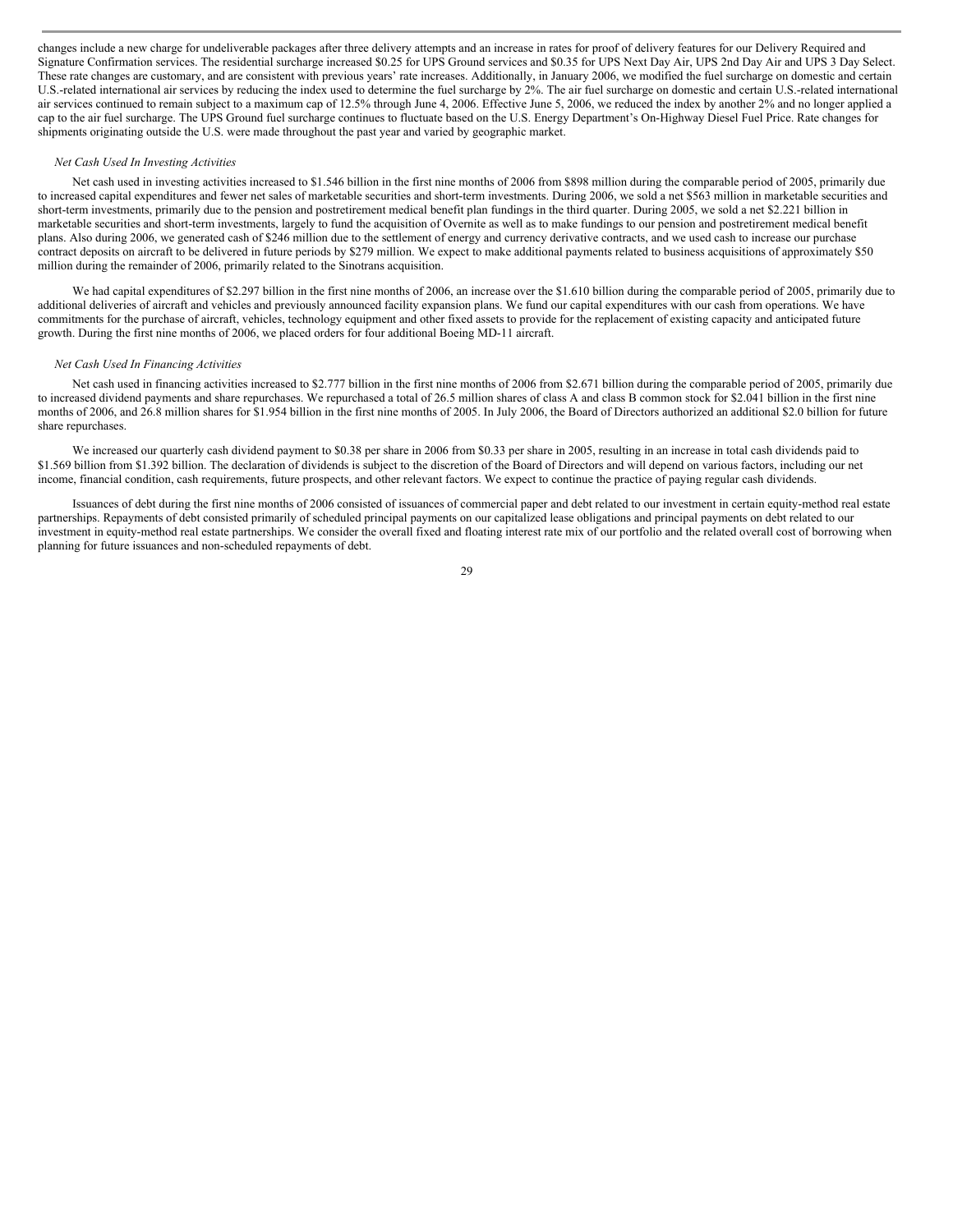changes include a new charge for undeliverable packages after three delivery attempts and an increase in rates for proof of delivery features for our Delivery Required and Signature Confirmation services. The residential surcharge increased $0.25 for UPS Ground services and $0.35 for UPS Next Day Air, UPS 2nd Day Air and UPS 3 Day Select. These rate changes are customary, and are consistent with previous years' rate increases. Additionally, in January 2006, we modified the fuel surcharge on domestic and certain U.S.-related international air services by reducing the index used to determine the fuel surcharge by 2%. The air fuel surcharge on domestic and certain U.S.-related international air services continued to remain subject to a maximum cap of 12.5% through June 4, 2006. Effective June 5, 2006, we reduced the index by another 2% and no longer applied a cap to the air fuel surcharge. The UPS Ground fuel surcharge continues to fluctuate based on the U.S. Energy Department's On-Highway Diesel Fuel Price. Rate changes for shipments originating outside the U.S. were made throughout the past year and varied by geographic market.

*Net Cash Used In Investing Activities*

Net cash used in investing activities increased to $1.546 billion in the first nine months of 2006 from $898 million during the comparable period of 2005, primarily due to increased capital expenditures and fewer net sales of marketable securities and short-term investments. During 2006, we sold a net $563 million in marketable securities and short-term investments, primarily due to the pension and postretirement medical benefit plan fundings in the third quarter. During 2005, we sold a net $2.221 billion in marketable securities and short-term investments, largely to fund the acquisition of Overnite as well as to make fundings to our pension and postretirement medical benefit plans. Also during 2006, we generated cash of $246 million due to the settlement of energy and currency derivative contracts, and we used cash to increase our purchase contract deposits on aircraft to be delivered in future periods by $279 million. We expect to make additional payments related to business acquisitions of approximately $50 million during the remainder of 2006, primarily related to the Sinotrans acquisition.

We had capital expenditures of $2.297 billion in the first nine months of 2006, an increase over the $1.610 billion during the comparable period of 2005, primarily due to additional deliveries of aircraft and vehicles and previously announced facility expansion plans. We fund our capital expenditures with our cash from operations. We have commitments for the purchase of aircraft, vehicles, technology equipment and other fixed assets to provide for the replacement of existing capacity and anticipated future growth. During the first nine months of 2006, we placed orders for four additional Boeing MD-11 aircraft.

*Net Cash Used In Financing Activities*

Net cash used in financing activities increased to $2.777 billion in the first nine months of 2006 from $2.671 billion during the comparable period of 2005, primarily due to increased dividend payments and share repurchases. We repurchased a total of 26.5 million shares of class A and class B common stock for $2.041 billion in the first nine months of 2006, and 26.8 million shares for $1.954 billion in the first nine months of 2005. In July 2006, the Board of Directors authorized an additional $2.0 billion for future share repurchases.

We increased our quarterly cash dividend payment to $0.38 per share in 2006 from $0.33 per share in 2005, resulting in an increase in total cash dividends paid to $1.569 billion from $1.392 billion. The declaration of dividends is subject to the discretion of the Board of Directors and will depend on various factors, including our net income, financial condition, cash requirements, future prospects, and other relevant factors. We expect to continue the practice of paying regular cash dividends.

Issuances of debt during the first nine months of 2006 consisted of issuances of commercial paper and debt related to our investment in certain equity-method real estate partnerships. Repayments of debt consisted primarily of scheduled principal payments on our capitalized lease obligations and principal payments on debt related to our investment in equity-method real estate partnerships. We consider the overall fixed and floating interest rate mix of our portfolio and the related overall cost of borrowing when planning for future issuances and non-scheduled repayments of debt.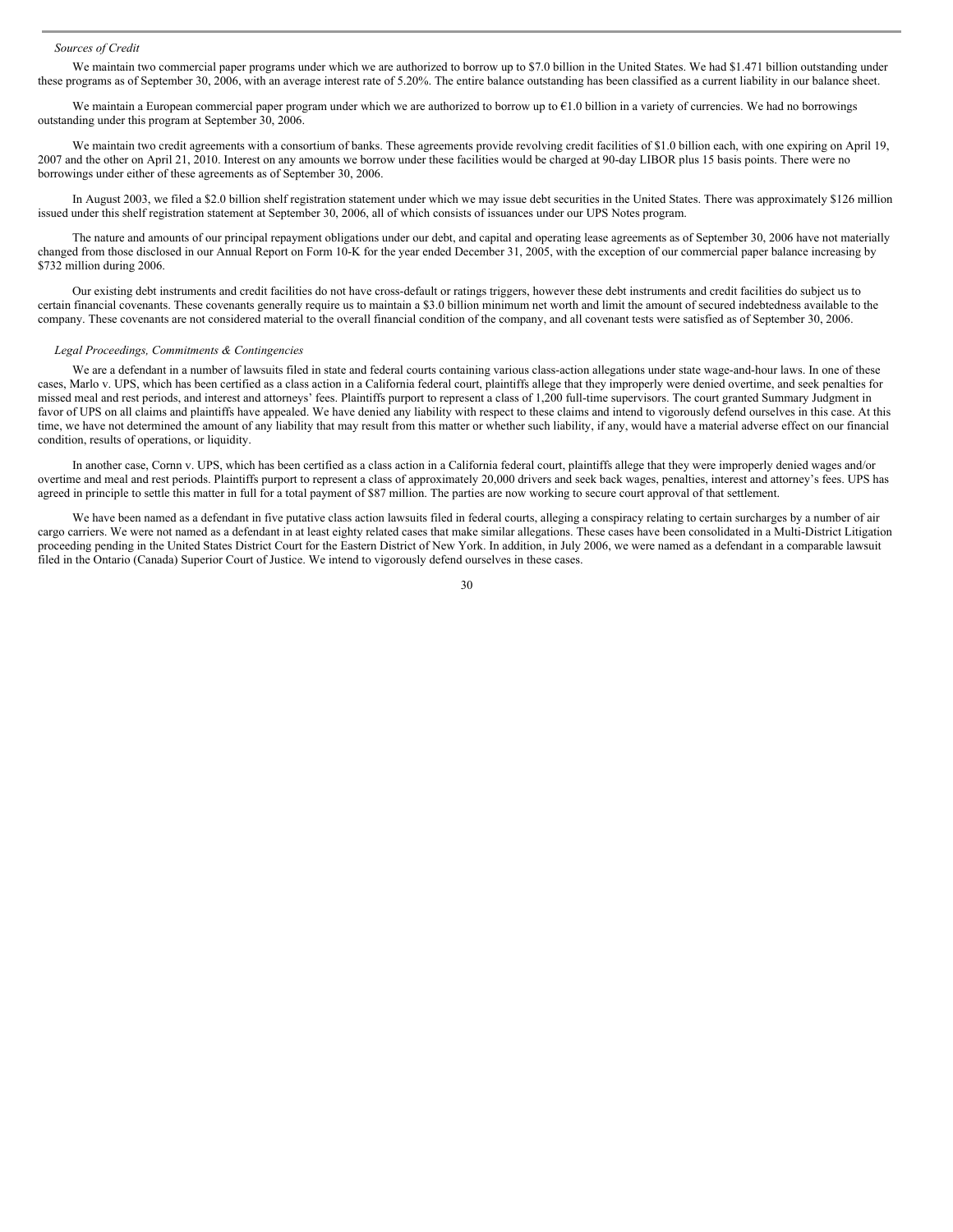*Sources of Credit*

We maintain two commercial paper programs under which we are authorized to borrow up to $7.0 billion in the United States. We had $1.471 billion outstanding under these programs as of September 30, 2006, with an average interest rate of 5.20%. The entire balance outstanding has been classified as a current liability in our balance sheet.

We maintain a European commercial paper program under which we are authorized to borrow up to €1.0 billion in a variety of currencies. We had no borrowings outstanding under this program at September 30, 2006.

We maintain two credit agreements with a consortium of banks. These agreements provide revolving credit facilities of $1.0 billion each, with one expiring on April 19, 2007 and the other on April 21, 2010. Interest on any amounts we borrow under these facilities would be charged at 90-day LIBOR plus 15 basis points. There were no borrowings under either of these agreements as of September 30, 2006.

In August 2003, we filed a $2.0 billion shelf registration statement under which we may issue debt securities in the United States. There was approximately $126 million issued under this shelf registration statement at September 30, 2006, all of which consists of issuances under our UPS Notes program.

The nature and amounts of our principal repayment obligations under our debt, and capital and operating lease agreements as of September 30, 2006 have not materially changed from those disclosed in our Annual Report on Form 10-K for the year ended December 31, 2005, with the exception of our commercial paper balance increasing by $732 million during 2006.

Our existing debt instruments and credit facilities do not have cross-default or ratings triggers, however these debt instruments and credit facilities do subject us to certain financial covenants. These covenants generally require us to maintain a $3.0 billion minimum net worth and limit the amount of secured indebtedness available to the company. These covenants are not considered material to the overall financial condition of the company, and all covenant tests were satisfied as of September 30, 2006.

*Legal Proceedings, Commitments & Contingencies*

We are a defendant in a number of lawsuits filed in state and federal courts containing various class-action allegations under state wage-and-hour laws. In one of these cases, Marlo v. UPS, which has been certified as a class action in a California federal court, plaintiffs allege that they improperly were denied overtime, and seek penalties for missed meal and rest periods, and interest and attorneys' fees. Plaintiffs purport to represent a class of 1,200 full-time supervisors. The court granted Summary Judgment in favor of UPS on all claims and plaintiffs have appealed. We have denied any liability with respect to these claims and intend to vigorously defend ourselves in this case. At this time, we have not determined the amount of any liability that may result from this matter or whether such liability, if any, would have a material adverse effect on our financial condition, results of operations, or liquidity.

In another case, Cornn v. UPS, which has been certified as a class action in a California federal court, plaintiffs allege that they were improperly denied wages and/or overtime and meal and rest periods. Plaintiffs purport to represent a class of approximately 20,000 drivers and seek back wages, penalties, interest and attorney's fees. UPS has agreed in principle to settle this matter in full for a total payment of $87 million. The parties are now working to secure court approval of that settlement.

We have been named as a defendant in five putative class action lawsuits filed in federal courts, alleging a conspiracy relating to certain surcharges by a number of air cargo carriers. We were not named as a defendant in at least eighty related cases that make similar allegations. These cases have been consolidated in a Multi-District Litigation proceeding pending in the United States District Court for the Eastern District of New York. In addition, in July 2006, we were named as a defendant in a comparable lawsuit filed in the Ontario (Canada) Superior Court of Justice. We intend to vigorously defend ourselves in these cases.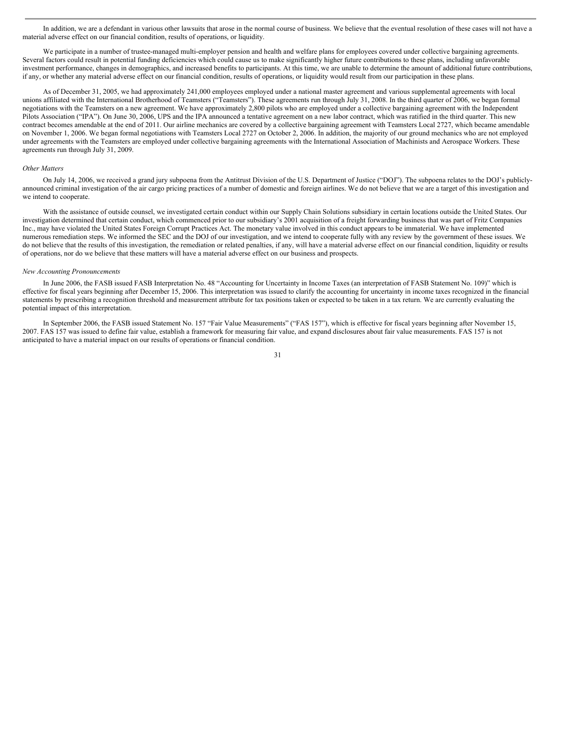In addition, we are a defendant in various other lawsuits that arose in the normal course of business. We believe that the eventual resolution of these cases will not have a material adverse effect on our financial condition, results of operations, or liquidity.

We participate in a number of trustee-managed multi-employer pension and health and welfare plans for employees covered under collective bargaining agreements. Several factors could result in potential funding deficiencies which could cause us to make significantly higher future contributions to these plans, including unfavorable investment performance, changes in demographics, and increased benefits to participants. At this time, we are unable to determine the amount of additional future contributions, if any, or whether any material adverse effect on our financial condition, results of operations, or liquidity would result from our participation in these plans.

As of December 31, 2005, we had approximately 241,000 employees employed under a national master agreement and various supplemental agreements with local unions affiliated with the International Brotherhood of Teamsters ("Teamsters"). These agreements run through July 31, 2008. In the third quarter of 2006, we began formal negotiations with the Teamsters on a new agreement. We have approximately 2,800 pilots who are employed under a collective bargaining agreement with the Independent Pilots Association ("IPA"). On June 30, 2006, UPS and the IPA announced a tentative agreement on a new labor contract, which was ratified in the third quarter. This new contract becomes amendable at the end of 2011. Our airline mechanics are covered by a collective bargaining agreement with Teamsters Local 2727, which became amendable on November 1, 2006. We began formal negotiations with Teamsters Local 2727 on October 2, 2006. In addition, the majority of our ground mechanics who are not employed under agreements with the Teamsters are employed under collective bargaining agreements with the International Association of Machinists and Aerospace Workers. These agreements run through July 31, 2009.

*Other Matters*

On July 14, 2006, we received a grand jury subpoena from the Antitrust Division of the U.S. Department of Justice ("DOJ"). The subpoena relates to the DOJ's publicly-announced criminal investigation of the air cargo pricing practices of a number of domestic and foreign airlines. We do not believe that we are a target of this investigation and we intend to cooperate.

With the assistance of outside counsel, we investigated certain conduct within our Supply Chain Solutions subsidiary in certain locations outside the United States. Our investigation determined that certain conduct, which commenced prior to our subsidiary's 2001 acquisition of a freight forwarding business that was part of Fritz Companies Inc., may have violated the United States Foreign Corrupt Practices Act. The monetary value involved in this conduct appears to be immaterial. We have implemented numerous remediation steps. We informed the SEC and the DOJ of our investigation, and we intend to cooperate fully with any review by the government of these issues. We do not believe that the results of this investigation, the remediation or related penalties, if any, will have a material adverse effect on our financial condition, liquidity or results of operations, nor do we believe that these matters will have a material adverse effect on our business and prospects.

*New Accounting Pronouncements*

In June 2006, the FASB issued FASB Interpretation No. 48 "Accounting for Uncertainty in Income Taxes (an interpretation of FASB Statement No. 109)" which is effective for fiscal years beginning after December 15, 2006. This interpretation was issued to clarify the accounting for uncertainty in income taxes recognized in the financial statements by prescribing a recognition threshold and measurement attribute for tax positions taken or expected to be taken in a tax return. We are currently evaluating the potential impact of this interpretation.

In September 2006, the FASB issued Statement No. 157 "Fair Value Measurements" ("FAS 157"), which is effective for fiscal years beginning after November 15, 2007. FAS 157 was issued to define fair value, establish a framework for measuring fair value, and expand disclosures about fair value measurements. FAS 157 is not anticipated to have a material impact on our results of operations or financial condition.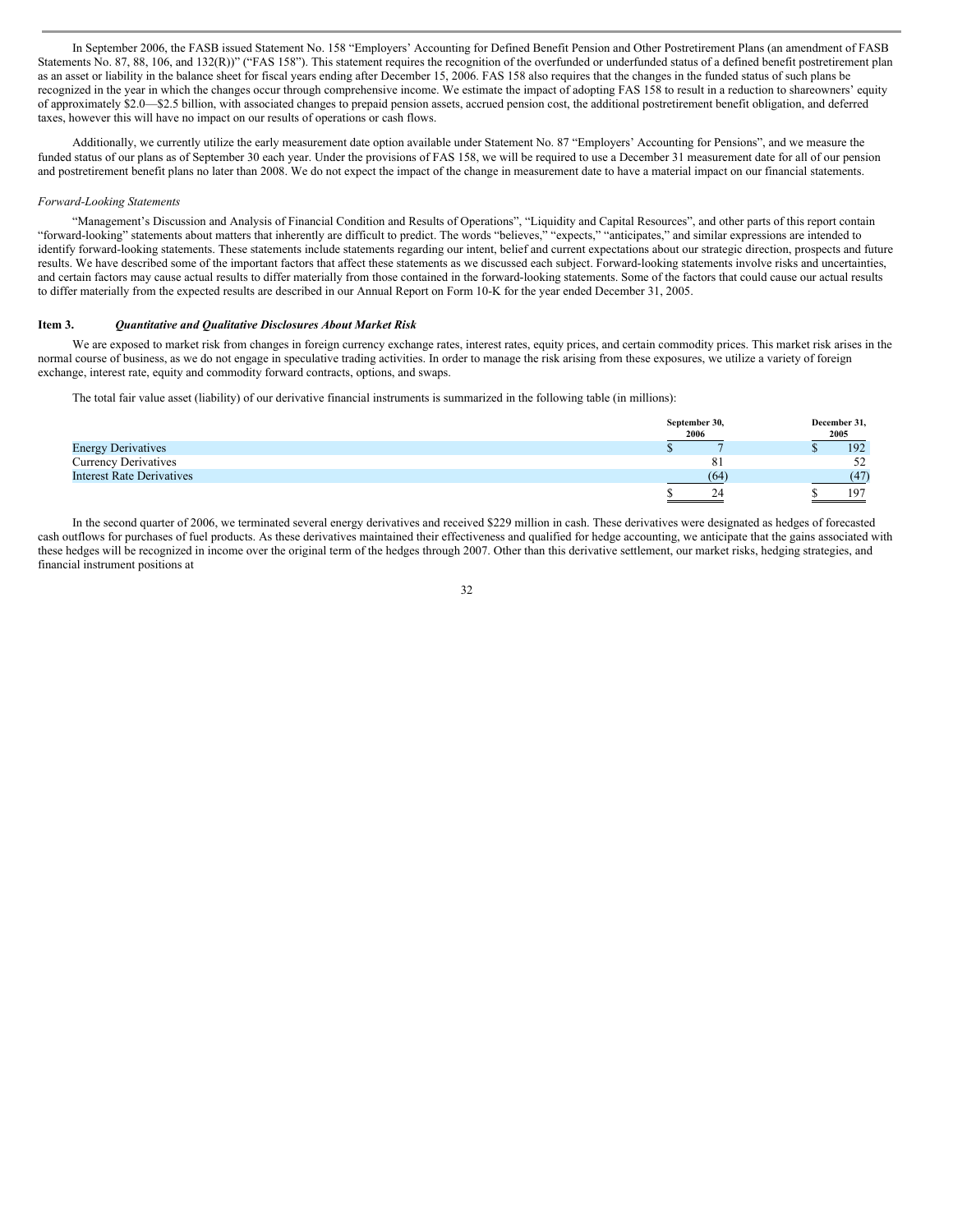In September 2006, the FASB issued Statement No. 158 "Employers' Accounting for Defined Benefit Pension and Other Postretirement Plans (an amendment of FASB Statements No. 87, 88, 106, and 132(R))" ("FAS 158"). This statement requires the recognition of the overfunded or underfunded status of a defined benefit postretirement plan as an asset or liability in the balance sheet for fiscal years ending after December 15, 2006. FAS 158 also requires that the changes in the funded status of such plans be recognized in the year in which the changes occur through comprehensive income. We estimate the impact of adopting FAS 158 to result in a reduction to shareowners' equity of approximately $2.0—$2.5 billion, with associated changes to prepaid pension assets, accrued pension cost, the additional postretirement benefit obligation, and deferred taxes, however this will have no impact on our results of operations or cash flows.

Additionally, we currently utilize the early measurement date option available under Statement No. 87 "Employers' Accounting for Pensions", and we measure the funded status of our plans as of September 30 each year. Under the provisions of FAS 158, we will be required to use a December 31 measurement date for all of our pension and postretirement benefit plans no later than 2008. We do not expect the impact of the change in measurement date to have a material impact on our financial statements.

*Forward-Looking Statements*

"Management's Discussion and Analysis of Financial Condition and Results of Operations", "Liquidity and Capital Resources", and other parts of this report contain "forward-looking" statements about matters that inherently are difficult to predict. The words "believes," "expects," "anticipates," and similar expressions are intended to identify forward-looking statements. These statements include statements regarding our intent, belief and current expectations about our strategic direction, prospects and future results. We have described some of the important factors that affect these statements as we discussed each subject. Forward-looking statements involve risks and uncertainties, and certain factors may cause actual results to differ materially from those contained in the forward-looking statements. Some of the factors that could cause our actual results to differ materially from the expected results are described in our Annual Report on Form 10-K for the year ended December 31, 2005.

## Item 3. *Quantitative and Qualitative Disclosures About Market Risk*

We are exposed to market risk from changes in foreign currency exchange rates, interest rates, equity prices, and certain commodity prices. This market risk arises in the normal course of business, as we do not engage in speculative trading activities. In order to manage the risk arising from these exposures, we utilize a variety of foreign exchange, interest rate, equity and commodity forward contracts, options, and swaps.

The total fair value asset (liability) of our derivative financial instruments is summarized in the following table (in millions):

| | September 30, 2006 | December 31, 2005 |
|---|---|---|
| Energy Derivatives | $ 7 | $ 192 |
| Currency Derivatives | 81 | 52 |
| Interest Rate Derivatives | (64) | (47) |
| | $ 24 | $ 197 |

In the second quarter of 2006, we terminated several energy derivatives and received $229 million in cash. These derivatives were designated as hedges of forecasted cash outflows for purchases of fuel products. As these derivatives maintained their effectiveness and qualified for hedge accounting, we anticipate that the gains associated with these hedges will be recognized in income over the original term of the hedges through 2007. Other than this derivative settlement, our market risks, hedging strategies, and financial instrument positions at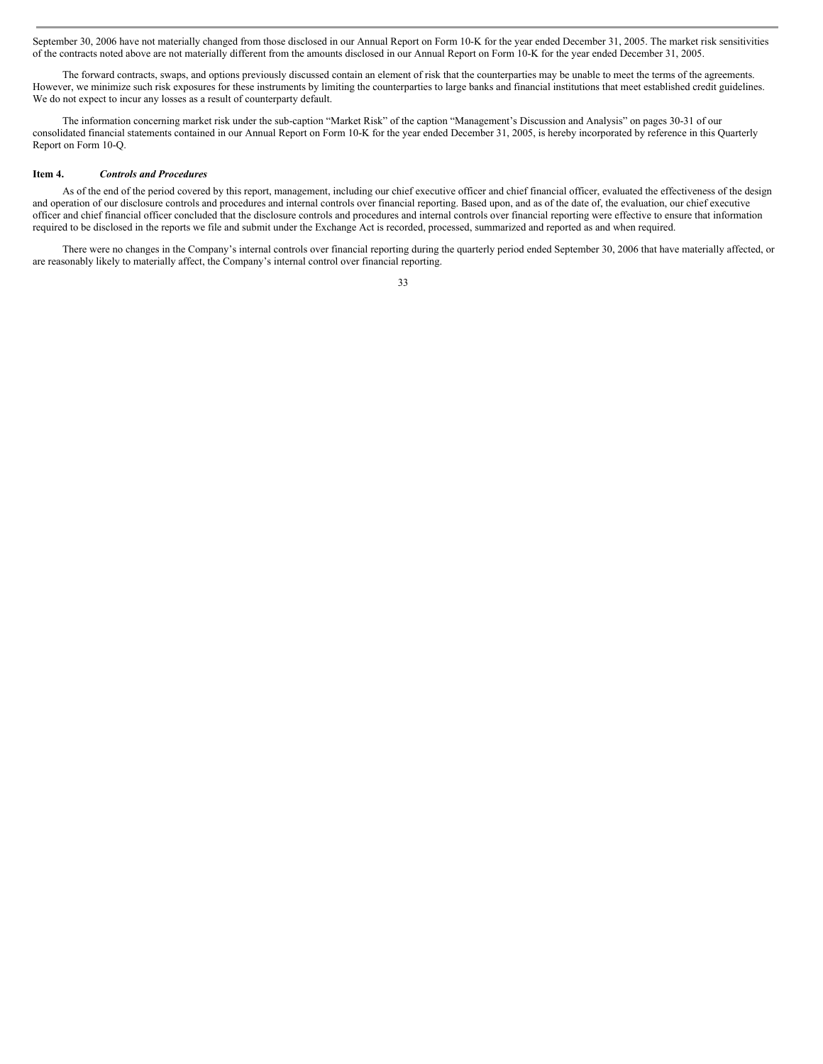September 30, 2006 have not materially changed from those disclosed in our Annual Report on Form 10-K for the year ended December 31, 2005. The market risk sensitivities of the contracts noted above are not materially different from the amounts disclosed in our Annual Report on Form 10-K for the year ended December 31, 2005.

The forward contracts, swaps, and options previously discussed contain an element of risk that the counterparties may be unable to meet the terms of the agreements. However, we minimize such risk exposures for these instruments by limiting the counterparties to large banks and financial institutions that meet established credit guidelines. We do not expect to incur any losses as a result of counterparty default.

The information concerning market risk under the sub-caption "Market Risk" of the caption "Management's Discussion and Analysis" on pages 30-31 of our consolidated financial statements contained in our Annual Report on Form 10-K for the year ended December 31, 2005, is hereby incorporated by reference in this Quarterly Report on Form 10-Q.

**Item 4.** ***Controls and Procedures***

As of the end of the period covered by this report, management, including our chief executive officer and chief financial officer, evaluated the effectiveness of the design and operation of our disclosure controls and procedures and internal controls over financial reporting. Based upon, and as of the date of, the evaluation, our chief executive officer and chief financial officer concluded that the disclosure controls and procedures and internal controls over financial reporting were effective to ensure that information required to be disclosed in the reports we file and submit under the Exchange Act is recorded, processed, summarized and reported as and when required.

There were no changes in the Company's internal controls over financial reporting during the quarterly period ended September 30, 2006 that have materially affected, or are reasonably likely to materially affect, the Company's internal control over financial reporting.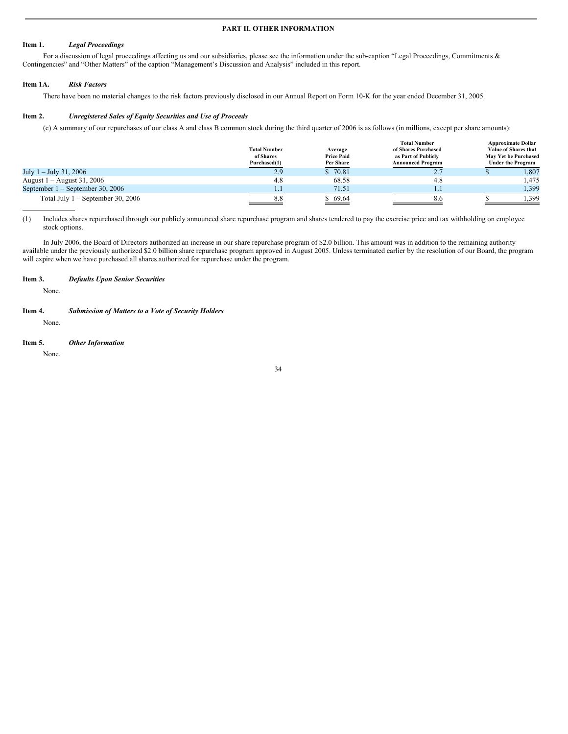## PART II. OTHER INFORMATION

**Item 1.** ***Legal Proceedings***

For a discussion of legal proceedings affecting us and our subsidiaries, please see the information under the sub-caption "Legal Proceedings, Commitments & Contingencies" and "Other Matters" of the caption "Management's Discussion and Analysis" included in this report.

**Item 1A.** ***Risk Factors***

There have been no material changes to the risk factors previously disclosed in our Annual Report on Form 10-K for the year ended December 31, 2005.

**Item 2.** ***Unregistered Sales of Equity Securities and Use of Proceeds***

(c) A summary of our repurchases of our class A and class B common stock during the third quarter of 2006 is as follows (in millions, except per share amounts):

| | Total Number of Shares Purchased(1) | Average Price Paid Per Share | Total Number of Shares Purchased as Part of Publicly Announced Program | Approximate Dollar Value of Shares that May Yet be Purchased Under the Program |
|---|---|---|---|---|
| July 1 – July 31, 2006 | 2.9 | $ 70.81 | 2.7 | $ 1,807 |
| August 1 – August 31, 2006 | 4.8 | 68.58 | 4.8 | 1,475 |
| September 1 – September 30, 2006 | 1.1 | 71.51 | 1.1 | 1,399 |
| Total July 1 – September 30, 2006 | 8.8 | $ 69.64 | 8.6 | $ 1,399 |

(1) Includes shares repurchased through our publicly announced share repurchase program and shares tendered to pay the exercise price and tax withholding on employee stock options.

In July 2006, the Board of Directors authorized an increase in our share repurchase program of $2.0 billion. This amount was in addition to the remaining authority available under the previously authorized $2.0 billion share repurchase program approved in August 2005. Unless terminated earlier by the resolution of our Board, the program will expire when we have purchased all shares authorized for repurchase under the program.

**Item 3.** ***Defaults Upon Senior Securities***

None.

**Item 4.** ***Submission of Matters to a Vote of Security Holders***

None.

**Item 5.** ***Other Information***

None.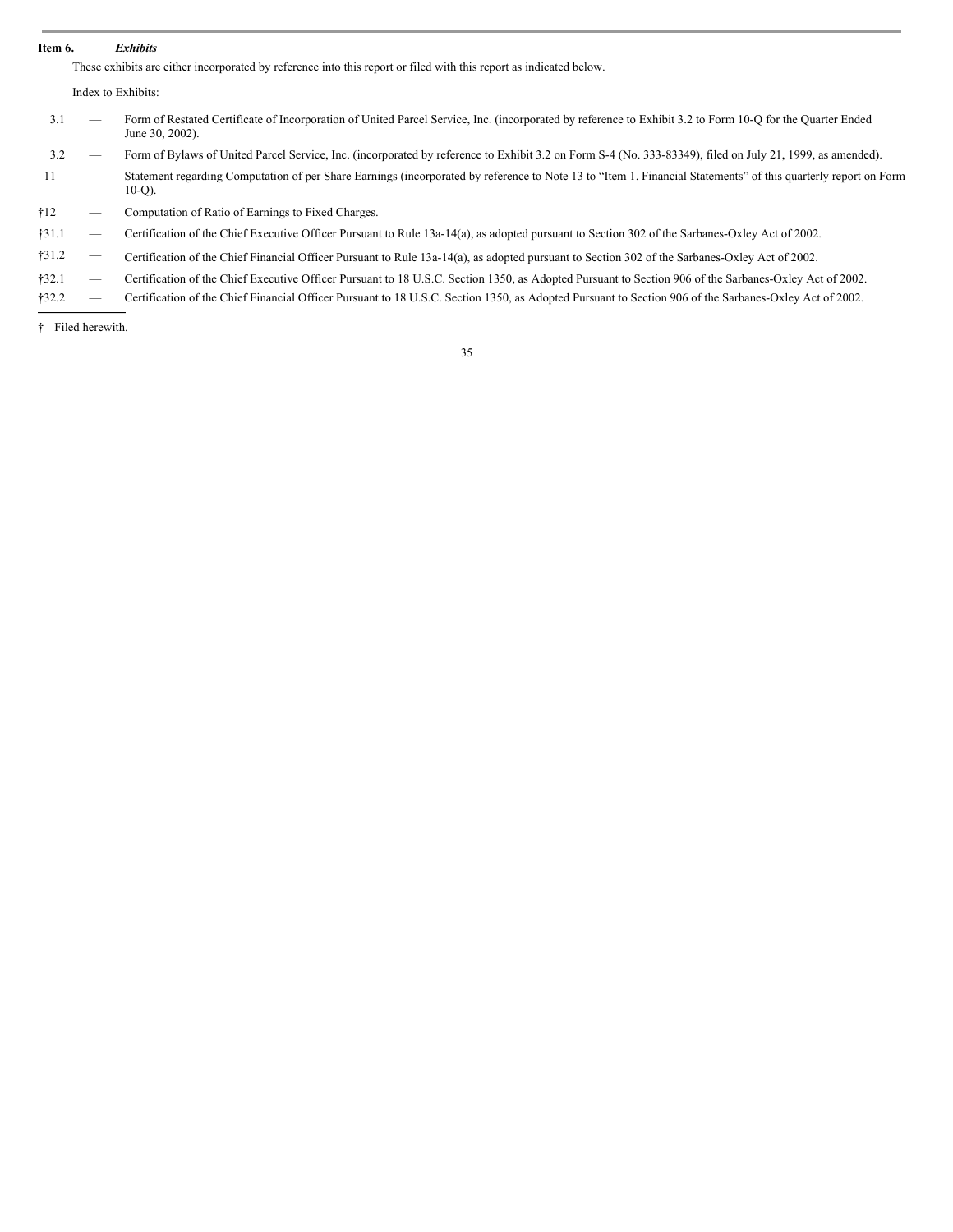**Item 6.** ***Exhibits***

These exhibits are either incorporated by reference into this report or filed with this report as indicated below.

Index to Exhibits:

| | | |
|---|---|---|
| 3.1 | — | Form of Restated Certificate of Incorporation of United Parcel Service, Inc. (incorporated by reference to Exhibit 3.2 to Form 10-Q for the Quarter Ended June 30, 2002). |
| 3.2 | — | Form of Bylaws of United Parcel Service, Inc. (incorporated by reference to Exhibit 3.2 on Form S-4 (No. 333-83349), filed on July 21, 1999, as amended). |
| 11 | — | Statement regarding Computation of per Share Earnings (incorporated by reference to Note 13 to "Item 1. Financial Statements" of this quarterly report on Form 10-Q). |
| †12 | — | Computation of Ratio of Earnings to Fixed Charges. |
| †31.1 | — | Certification of the Chief Executive Officer Pursuant to Rule 13a-14(a), as adopted pursuant to Section 302 of the Sarbanes-Oxley Act of 2002. |
| †31.2 | — | Certification of the Chief Financial Officer Pursuant to Rule 13a-14(a), as adopted pursuant to Section 302 of the Sarbanes-Oxley Act of 2002. |
| †32.1 | — | Certification of the Chief Executive Officer Pursuant to 18 U.S.C. Section 1350, as Adopted Pursuant to Section 906 of the Sarbanes-Oxley Act of 2002. |
| †32.2 | — | Certification of the Chief Financial Officer Pursuant to 18 U.S.C. Section 1350, as Adopted Pursuant to Section 906 of the Sarbanes-Oxley Act of 2002. |

† Filed herewith.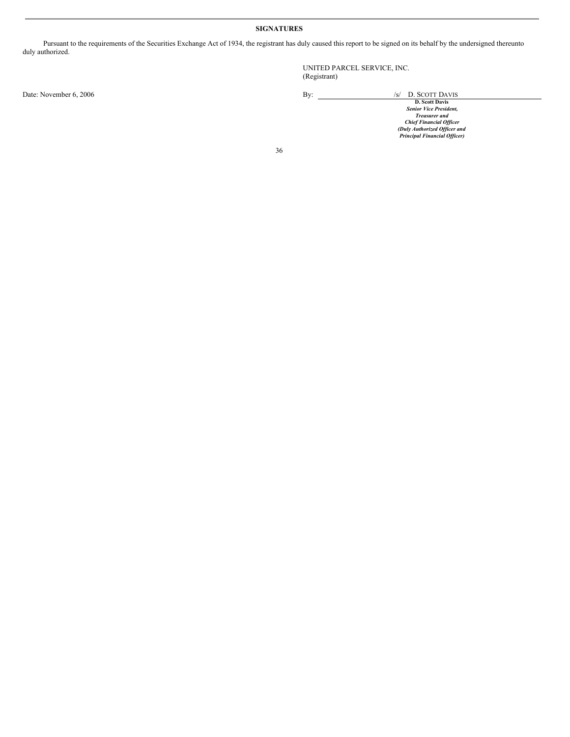**SIGNATURES**

Pursuant to the requirements of the Securities Exchange Act of 1934, the registrant has duly caused this report to be signed on its behalf by the undersigned thereunto duly authorized.

UNITED PARCEL SERVICE, INC.
(Registrant)

Date: November 6, 2006

By: /s/ D. SCOTT DAVIS

**D. Scott Davis**
***Senior Vice President,***
***Treasurer and***
***Chief Financial Officer***
***(Duly Authorized Officer and***
***Principal Financial Officer)***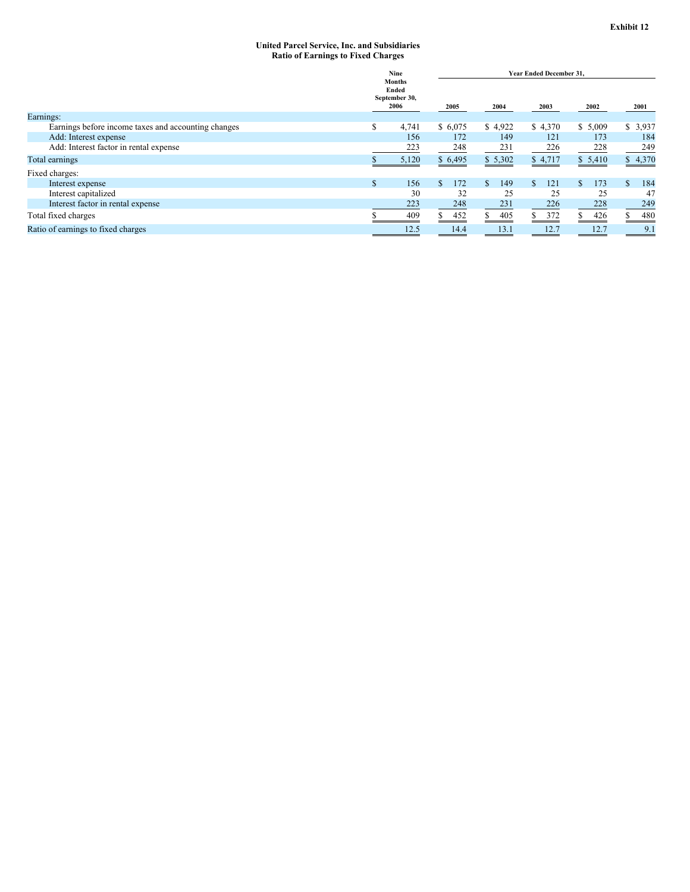Exhibit 12

**United Parcel Service, Inc. and Subsidiaries**
**Ratio of Earnings to Fixed Charges**

| | Nine Months Ended September 30, 2006 | Year Ended December 31, | | | | |
|---|---|---|---|---|---|---|
| | | 2005 | 2004 | 2003 | 2002 | 2001 |
| Earnings: | | | | | | |
| Earnings before income taxes and accounting changes | $ 4,741 | $ 6,075 | $ 4,922 | $ 4,370 | $ 5,009 | $ 3,937 |
| Add: Interest expense | 156 | 172 | 149 | 121 | 173 | 184 |
| Add: Interest factor in rental expense | 223 | 248 | 231 | 226 | 228 | 249 |
| Total earnings | $ 5,120 | $ 6,495 | $ 5,302 | $ 4,717 | $ 5,410 | $ 4,370 |
| Fixed charges: | | | | | | |
| Interest expense | $ 156 | $ 172 | $ 149 | $ 121 | $ 173 | $ 184 |
| Interest capitalized | 30 | 32 | 25 | 25 | 25 | 47 |
| Interest factor in rental expense | 223 | 248 | 231 | 226 | 228 | 249 |
| Total fixed charges | $ 409 | $ 452 | $ 405 | $ 372 | $ 426 | $ 480 |
| Ratio of earnings to fixed charges | 12.5 | 14.4 | 13.1 | 12.7 | 12.7 | 9.1 |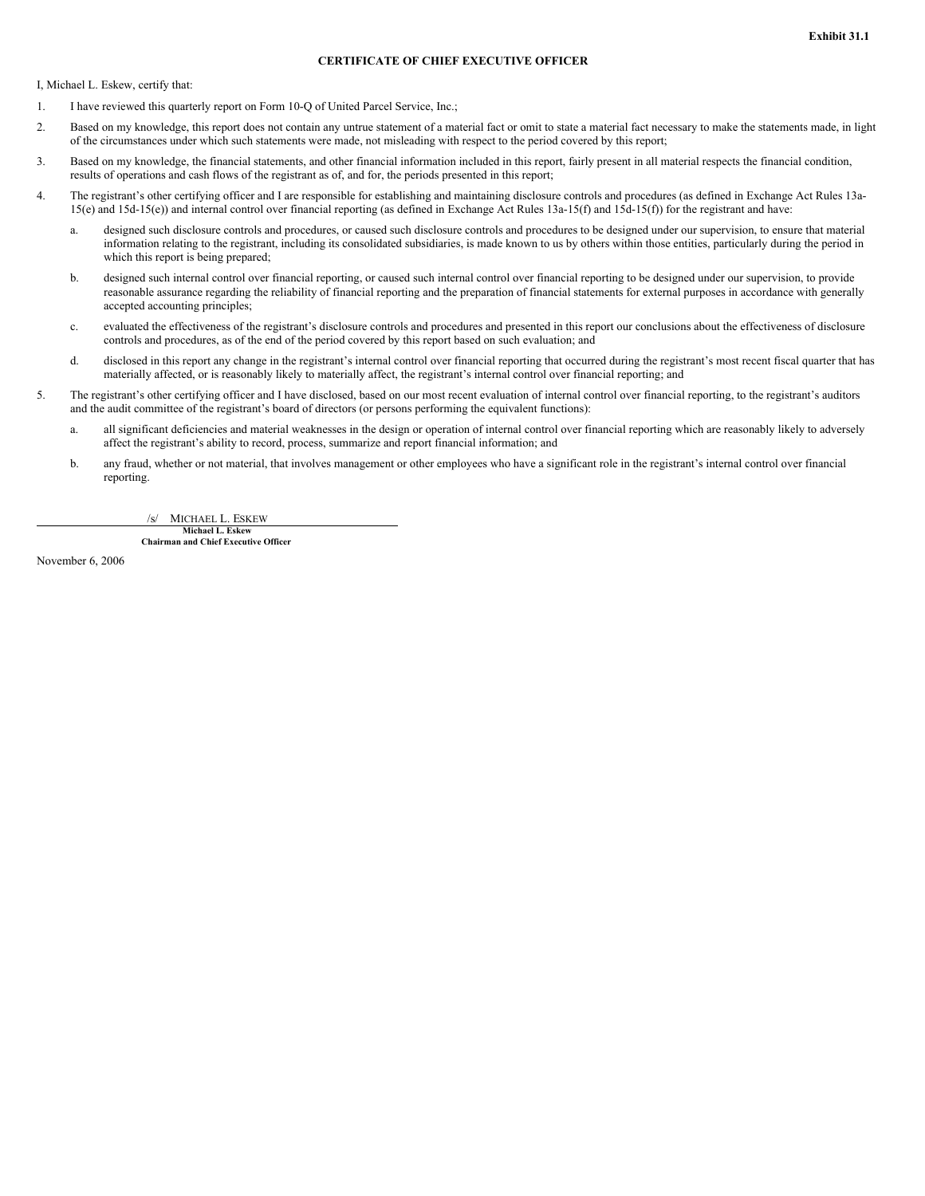**Exhibit 31.1**

# CERTIFICATE OF CHIEF EXECUTIVE OFFICER

I, Michael L. Eskew, certify that:

1. I have reviewed this quarterly report on Form 10-Q of United Parcel Service, Inc.;
2. Based on my knowledge, this report does not contain any untrue statement of a material fact or omit to state a material fact necessary to make the statements made, in light of the circumstances under which such statements were made, not misleading with respect to the period covered by this report;
3. Based on my knowledge, the financial statements, and other financial information included in this report, fairly present in all material respects the financial condition, results of operations and cash flows of the registrant as of, and for, the periods presented in this report;
4. The registrant's other certifying officer and I are responsible for establishing and maintaining disclosure controls and procedures (as defined in Exchange Act Rules 13a-15(e) and 15d-15(e)) and internal control over financial reporting (as defined in Exchange Act Rules 13a-15(f) and 15d-15(f)) for the registrant and have:
   a. designed such disclosure controls and procedures, or caused such disclosure controls and procedures to be designed under our supervision, to ensure that material information relating to the registrant, including its consolidated subsidiaries, is made known to us by others within those entities, particularly during the period in which this report is being prepared;
   b. designed such internal control over financial reporting, or caused such internal control over financial reporting to be designed under our supervision, to provide reasonable assurance regarding the reliability of financial reporting and the preparation of financial statements for external purposes in accordance with generally accepted accounting principles;
   c. evaluated the effectiveness of the registrant's disclosure controls and procedures and presented in this report our conclusions about the effectiveness of disclosure controls and procedures, as of the end of the period covered by this report based on such evaluation; and
   d. disclosed in this report any change in the registrant's internal control over financial reporting that occurred during the registrant's most recent fiscal quarter that has materially affected, or is reasonably likely to materially affect, the registrant's internal control over financial reporting; and
5. The registrant's other certifying officer and I have disclosed, based on our most recent evaluation of internal control over financial reporting, to the registrant's auditors and the audit committee of the registrant's board of directors (or persons performing the equivalent functions):
   a. all significant deficiencies and material weaknesses in the design or operation of internal control over financial reporting which are reasonably likely to adversely affect the registrant's ability to record, process, summarize and report financial information; and
   b. any fraud, whether or not material, that involves management or other employees who have a significant role in the registrant's internal control over financial reporting.

/s/ MICHAEL L. ESKEW

**Michael L. Eskew**
**Chairman and Chief Executive Officer**

November 6, 2006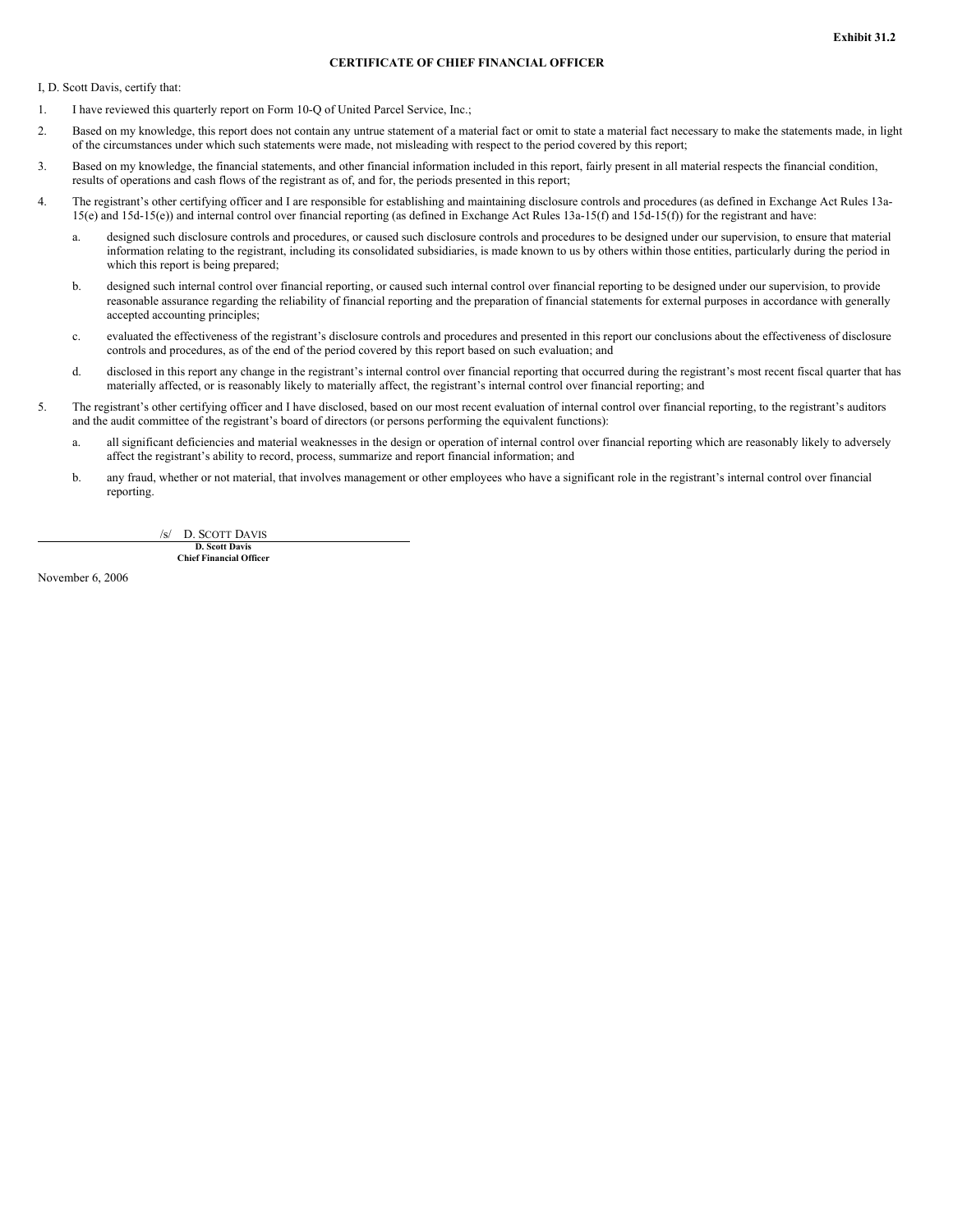**Exhibit 31.2**

# CERTIFICATE OF CHIEF FINANCIAL OFFICER

I, D. Scott Davis, certify that:

1. I have reviewed this quarterly report on Form 10-Q of United Parcel Service, Inc.;

2. Based on my knowledge, this report does not contain any untrue statement of a material fact or omit to state a material fact necessary to make the statements made, in light of the circumstances under which such statements were made, not misleading with respect to the period covered by this report;

3. Based on my knowledge, the financial statements, and other financial information included in this report, fairly present in all material respects the financial condition, results of operations and cash flows of the registrant as of, and for, the periods presented in this report;

4. The registrant's other certifying officer and I are responsible for establishing and maintaining disclosure controls and procedures (as defined in Exchange Act Rules 13a-15(e) and 15d-15(e)) and internal control over financial reporting (as defined in Exchange Act Rules 13a-15(f) and 15d-15(f)) for the registrant and have:

   a. designed such disclosure controls and procedures, or caused such disclosure controls and procedures to be designed under our supervision, to ensure that material information relating to the registrant, including its consolidated subsidiaries, is made known to us by others within those entities, particularly during the period in which this report is being prepared;

   b. designed such internal control over financial reporting, or caused such internal control over financial reporting to be designed under our supervision, to provide reasonable assurance regarding the reliability of financial reporting and the preparation of financial statements for external purposes in accordance with generally accepted accounting principles;

   c. evaluated the effectiveness of the registrant's disclosure controls and procedures and presented in this report our conclusions about the effectiveness of disclosure controls and procedures, as of the end of the period covered by this report based on such evaluation; and

   d. disclosed in this report any change in the registrant's internal control over financial reporting that occurred during the registrant's most recent fiscal quarter that has materially affected, or is reasonably likely to materially affect, the registrant's internal control over financial reporting; and

5. The registrant's other certifying officer and I have disclosed, based on our most recent evaluation of internal control over financial reporting, to the registrant's auditors and the audit committee of the registrant's board of directors (or persons performing the equivalent functions):

   a. all significant deficiencies and material weaknesses in the design or operation of internal control over financial reporting which are reasonably likely to adversely affect the registrant's ability to record, process, summarize and report financial information; and

   b. any fraud, whether or not material, that involves management or other employees who have a significant role in the registrant's internal control over financial reporting.

/s/ D. SCOTT DAVIS

**D. Scott Davis**
**Chief Financial Officer**

November 6, 2006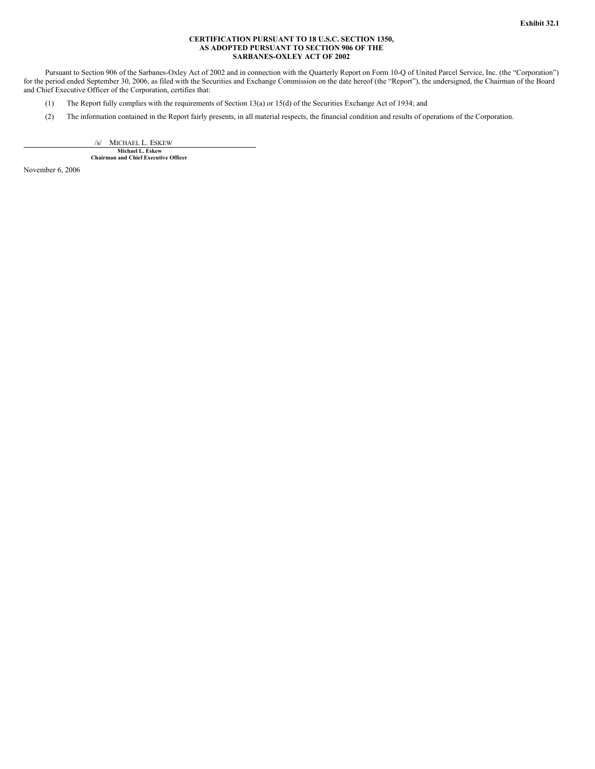**Exhibit 32.1**

**CERTIFICATION PURSUANT TO 18 U.S.C. SECTION 1350,
AS ADOPTED PURSUANT TO SECTION 906 OF THE
SARBANES-OXLEY ACT OF 2002**

Pursuant to Section 906 of the Sarbanes-Oxley Act of 2002 and in connection with the Quarterly Report on Form 10-Q of United Parcel Service, Inc. (the "Corporation") for the period ended September 30, 2006, as filed with the Securities and Exchange Commission on the date hereof (the "Report"), the undersigned, the Chairman of the Board and Chief Executive Officer of the Corporation, certifies that:

(1) The Report fully complies with the requirements of Section 13(a) or 15(d) of the Securities Exchange Act of 1934; and

(2) The information contained in the Report fairly presents, in all material respects, the financial condition and results of operations of the Corporation.

/s/ MICHAEL L. ESKEW

**Michael L. Eskew**
**Chairman and Chief Executive Officer**

November 6, 2006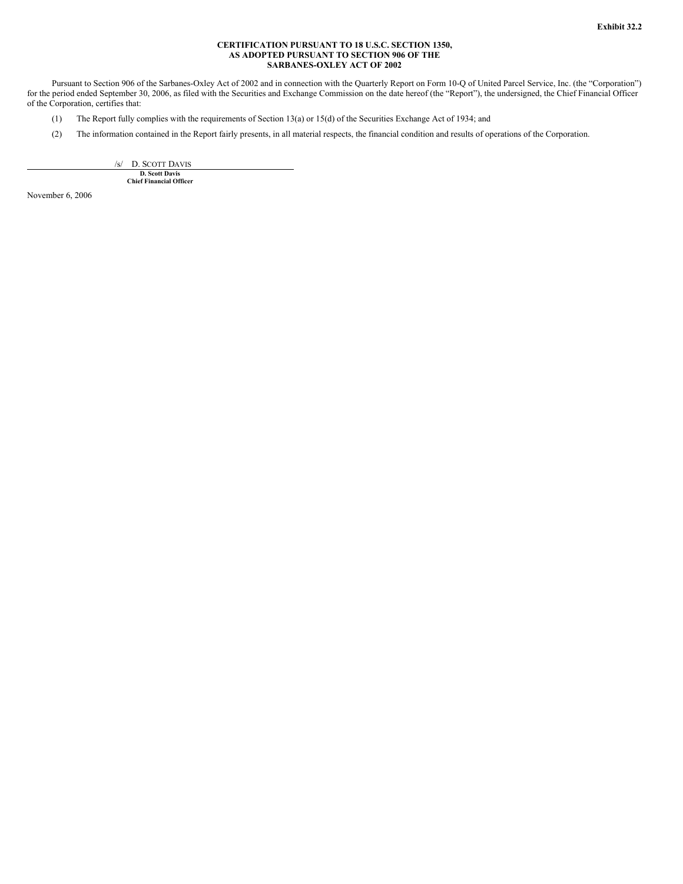**Exhibit 32.2**

**CERTIFICATION PURSUANT TO 18 U.S.C. SECTION 1350,
AS ADOPTED PURSUANT TO SECTION 906 OF THE
SARBANES-OXLEY ACT OF 2002**

Pursuant to Section 906 of the Sarbanes-Oxley Act of 2002 and in connection with the Quarterly Report on Form 10-Q of United Parcel Service, Inc. (the "Corporation") for the period ended September 30, 2006, as filed with the Securities and Exchange Commission on the date hereof (the "Report"), the undersigned, the Chief Financial Officer of the Corporation, certifies that:

(1) The Report fully complies with the requirements of Section 13(a) or 15(d) of the Securities Exchange Act of 1934; and

(2) The information contained in the Report fairly presents, in all material respects, the financial condition and results of operations of the Corporation.

/s/ D. SCOTT DAVIS

**D. Scott Davis**
**Chief Financial Officer**

November 6, 2006